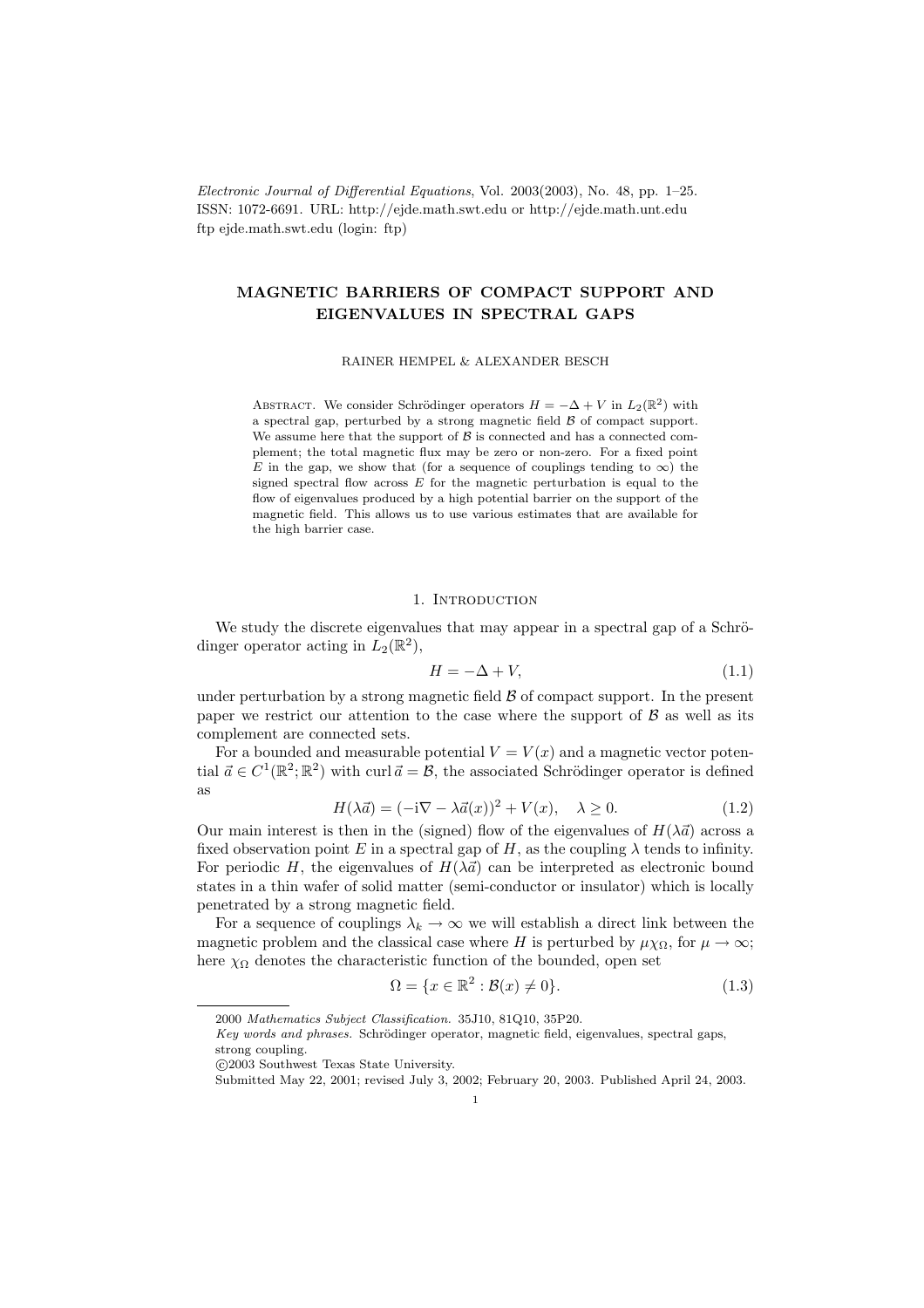*Electronic Journal of Differential Equations*, Vol. 2003(2003), No. 48, pp. 1–25.
ISSN: 1072-6691. URL: http://ejde.math.swt.edu or http://ejde.math.unt.edu
ftp ejde.math.swt.edu (login: ftp)

# MAGNETIC BARRIERS OF COMPACT SUPPORT AND EIGENVALUES IN SPECTRAL GAPS

RAINER HEMPEL & ALEXANDER BESCH

Abstract. We consider Schrödinger operators $H = -\Delta + V$ in $L_2(\mathbb{R}^2)$ with a spectral gap, perturbed by a strong magnetic field $\mathcal{B}$ of compact support. We assume here that the support of $\mathcal{B}$ is connected and has a connected complement; the total magnetic flux may be zero or non-zero. For a fixed point $E$ in the gap, we show that (for a sequence of couplings tending to $\infty$) the signed spectral flow across $E$ for the magnetic perturbation is equal to the flow of eigenvalues produced by a high potential barrier on the support of the magnetic field. This allows us to use various estimates that are available for the high barrier case.

## 1. Introduction

We study the discrete eigenvalues that may appear in a spectral gap of a Schrödinger operator acting in $L_2(\mathbb{R}^2)$,

$$H = -\Delta + V, \tag{1.1}$$

under perturbation by a strong magnetic field $\mathcal{B}$ of compact support. In the present paper we restrict our attention to the case where the support of $\mathcal{B}$ as well as its complement are connected sets.

For a bounded and measurable potential $V = V(x)$ and a magnetic vector potential $\vec{a} \in C^1(\mathbb{R}^2; \mathbb{R}^2)$ with $\operatorname{curl} \vec{a} = \mathcal{B}$, the associated Schrödinger operator is defined as

$$H(\lambda\vec{a}) = (-\mathrm{i}\nabla - \lambda\vec{a}(x))^2 + V(x), \quad \lambda \geq 0. \tag{1.2}$$

Our main interest is then in the (signed) flow of the eigenvalues of $H(\lambda\vec{a})$ across a fixed observation point $E$ in a spectral gap of $H$, as the coupling $\lambda$ tends to infinity. For periodic $H$, the eigenvalues of $H(\lambda\vec{a})$ can be interpreted as electronic bound states in a thin wafer of solid matter (semi-conductor or insulator) which is locally penetrated by a strong magnetic field.

For a sequence of couplings $\lambda_k \to \infty$ we will establish a direct link between the magnetic problem and the classical case where $H$ is perturbed by $\mu\chi_\Omega$, for $\mu \to \infty$; here $\chi_\Omega$ denotes the characteristic function of the bounded, open set

$$\Omega = \{x \in \mathbb{R}^2 : \mathcal{B}(x) \neq 0\}. \tag{1.3}$$

---

2000 *Mathematics Subject Classification.* 35J10, 81Q10, 35P20.
*Key words and phrases.* Schrödinger operator, magnetic field, eigenvalues, spectral gaps, strong coupling.
©2003 Southwest Texas State University.
Submitted May 22, 2001; revised July 3, 2002; February 20, 2003. Published April 24, 2003.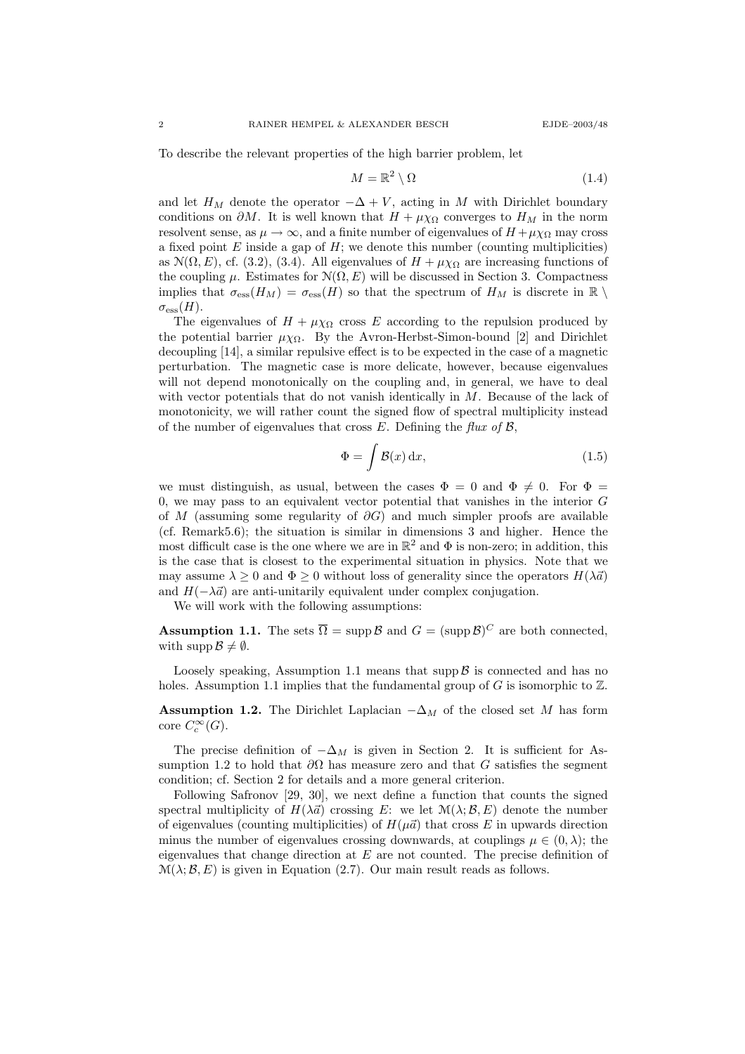To describe the relevant properties of the high barrier problem, let

$$M = \mathbb{R}^2 \setminus \Omega \tag{1.4}$$

and let $H_M$ denote the operator $-\Delta + V$, acting in $M$ with Dirichlet boundary conditions on $\partial M$. It is well known that $H + \mu\chi_\Omega$ converges to $H_M$ in the norm resolvent sense, as $\mu \to \infty$, and a finite number of eigenvalues of $H + \mu\chi_\Omega$ may cross a fixed point $E$ inside a gap of $H$; we denote this number (counting multiplicities) as $\mathcal{N}(\Omega, E)$, cf. (3.2), (3.4). All eigenvalues of $H + \mu\chi_\Omega$ are increasing functions of the coupling $\mu$. Estimates for $\mathcal{N}(\Omega, E)$ will be discussed in Section 3. Compactness implies that $\sigma_{\mathrm{ess}}(H_M) = \sigma_{\mathrm{ess}}(H)$ so that the spectrum of $H_M$ is discrete in $\mathbb{R} \setminus \sigma_{\mathrm{ess}}(H)$.

The eigenvalues of $H + \mu\chi_\Omega$ cross $E$ according to the repulsion produced by the potential barrier $\mu\chi_\Omega$. By the Avron-Herbst-Simon-bound [2] and Dirichlet decoupling [14], a similar repulsive effect is to be expected in the case of a magnetic perturbation. The magnetic case is more delicate, however, because eigenvalues will not depend monotonically on the coupling and, in general, we have to deal with vector potentials that do not vanish identically in $M$. Because of the lack of monotonicity, we will rather count the signed flow of spectral multiplicity instead of the number of eigenvalues that cross $E$. Defining the *flux of* $\mathcal{B}$,

$$\Phi = \int \mathcal{B}(x)\,\mathrm{d}x, \tag{1.5}$$

we must distinguish, as usual, between the cases $\Phi = 0$ and $\Phi \neq 0$. For $\Phi = 0$, we may pass to an equivalent vector potential that vanishes in the interior $G$ of $M$ (assuming some regularity of $\partial G$) and much simpler proofs are available (cf. Remark5.6); the situation is similar in dimensions 3 and higher. Hence the most difficult case is the one where we are in $\mathbb{R}^2$ and $\Phi$ is non-zero; in addition, this is the case that is closest to the experimental situation in physics. Note that we may assume $\lambda \geq 0$ and $\Phi \geq 0$ without loss of generality since the operators $H(\lambda\vec{a})$ and $H(-\lambda\vec{a})$ are anti-unitarily equivalent under complex conjugation.

We will work with the following assumptions:

**Assumption 1.1.** The sets $\overline{\Omega} = \operatorname{supp}\mathcal{B}$ and $G = (\operatorname{supp}\mathcal{B})^C$ are both connected, with $\operatorname{supp}\mathcal{B} \neq \emptyset$.

Loosely speaking, Assumption 1.1 means that $\operatorname{supp}\mathcal{B}$ is connected and has no holes. Assumption 1.1 implies that the fundamental group of $G$ is isomorphic to $\mathbb{Z}$.

**Assumption 1.2.** The Dirichlet Laplacian $-\Delta_M$ of the closed set $M$ has form core $C_c^\infty(G)$.

The precise definition of $-\Delta_M$ is given in Section 2. It is sufficient for Assumption 1.2 to hold that $\partial\Omega$ has measure zero and that $G$ satisfies the segment condition; cf. Section 2 for details and a more general criterion.

Following Safronov [29, 30], we next define a function that counts the signed spectral multiplicity of $H(\lambda\vec{a})$ crossing $E$: we let $\mathcal{M}(\lambda; \mathcal{B}, E)$ denote the number of eigenvalues (counting multiplicities) of $H(\mu\vec{a})$ that cross $E$ in upwards direction minus the number of eigenvalues crossing downwards, at couplings $\mu \in (0, \lambda)$; the eigenvalues that change direction at $E$ are not counted. The precise definition of $\mathcal{M}(\lambda; \mathcal{B}, E)$ is given in Equation (2.7). Our main result reads as follows.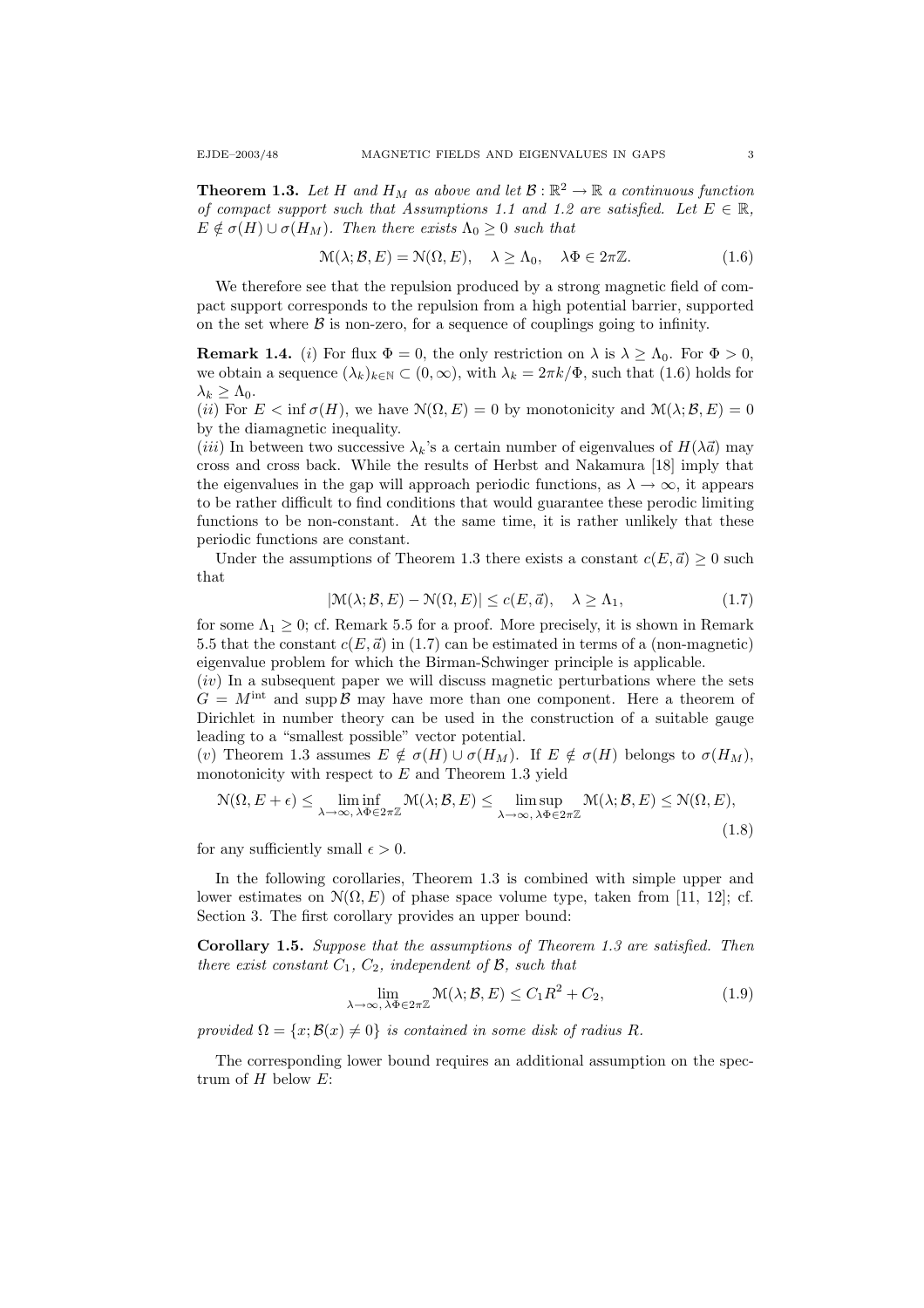**Theorem 1.3.** *Let $H$ and $H_M$ as above and let $\mathcal{B} : \mathbb{R}^2 \to \mathbb{R}$ a continuous function of compact support such that Assumptions 1.1 and 1.2 are satisfied. Let $E \in \mathbb{R}$, $E \notin \sigma(H) \cup \sigma(H_M)$. Then there exists $\Lambda_0 \geq 0$ such that*

$$\mathcal{M}(\lambda; \mathcal{B}, E) = \mathcal{N}(\Omega, E), \quad \lambda \geq \Lambda_0, \quad \lambda\Phi \in 2\pi\mathbb{Z}. \tag{1.6}$$

We therefore see that the repulsion produced by a strong magnetic field of compact support corresponds to the repulsion from a high potential barrier, supported on the set where $\mathcal{B}$ is non-zero, for a sequence of couplings going to infinity.

**Remark 1.4.** (*i*) For flux $\Phi = 0$, the only restriction on $\lambda$ is $\lambda \geq \Lambda_0$. For $\Phi > 0$, we obtain a sequence $(\lambda_k)_{k \in \mathbb{N}} \subset (0, \infty)$, with $\lambda_k = 2\pi k/\Phi$, such that (1.6) holds for $\lambda_k \geq \Lambda_0$.
(*ii*) For $E < \inf \sigma(H)$, we have $\mathcal{N}(\Omega, E) = 0$ by monotonicity and $\mathcal{M}(\lambda; \mathcal{B}, E) = 0$ by the diamagnetic inequality.
(*iii*) In between two successive $\lambda_k$'s a certain number of eigenvalues of $H(\lambda\vec{a})$ may cross and cross back. While the results of Herbst and Nakamura [18] imply that the eigenvalues in the gap will approach periodic functions, as $\lambda \to \infty$, it appears to be rather difficult to find conditions that would guarantee these perodic limiting functions to be non-constant. At the same time, it is rather unlikely that these periodic functions are constant.

Under the assumptions of Theorem 1.3 there exists a constant $c(E, \vec{a}) \geq 0$ such that

$$|\mathcal{M}(\lambda; \mathcal{B}, E) - \mathcal{N}(\Omega, E)| \leq c(E, \vec{a}), \quad \lambda \geq \Lambda_1, \tag{1.7}$$

for some $\Lambda_1 \geq 0$; cf. Remark 5.5 for a proof. More precisely, it is shown in Remark 5.5 that the constant $c(E, \vec{a})$ in (1.7) can be estimated in terms of a (non-magnetic) eigenvalue problem for which the Birman-Schwinger principle is applicable.
(*iv*) In a subsequent paper we will discuss magnetic perturbations where the sets $G = M^{\text{int}}$ and $\operatorname{supp} \mathcal{B}$ may have more than one component. Here a theorem of Dirichlet in number theory can be used in the construction of a suitable gauge leading to a "smallest possible" vector potential.
(*v*) Theorem 1.3 assumes $E \notin \sigma(H) \cup \sigma(H_M)$. If $E \notin \sigma(H)$ belongs to $\sigma(H_M)$, monotonicity with respect to $E$ and Theorem 1.3 yield

$$\mathcal{N}(\Omega, E + \epsilon) \leq \liminf_{\lambda \to \infty, \, \lambda\Phi \in 2\pi\mathbb{Z}} \mathcal{M}(\lambda; \mathcal{B}, E) \leq \limsup_{\lambda \to \infty, \, \lambda\Phi \in 2\pi\mathbb{Z}} \mathcal{M}(\lambda; \mathcal{B}, E) \leq \mathcal{N}(\Omega, E), \tag{1.8}$$

for any sufficiently small $\epsilon > 0$.

In the following corollaries, Theorem 1.3 is combined with simple upper and lower estimates on $\mathcal{N}(\Omega, E)$ of phase space volume type, taken from [11, 12]; cf. Section 3. The first corollary provides an upper bound:

**Corollary 1.5.** *Suppose that the assumptions of Theorem 1.3 are satisfied. Then there exist constant $C_1$, $C_2$, independent of $\mathcal{B}$, such that*

$$\lim_{\lambda \to \infty, \, \lambda\Phi \in 2\pi\mathbb{Z}} \mathcal{M}(\lambda; \mathcal{B}, E) \leq C_1 R^2 + C_2, \tag{1.9}$$

*provided $\Omega = \{x; \mathcal{B}(x) \neq 0\}$ is contained in some disk of radius $R$.*

The corresponding lower bound requires an additional assumption on the spectrum of $H$ below $E$: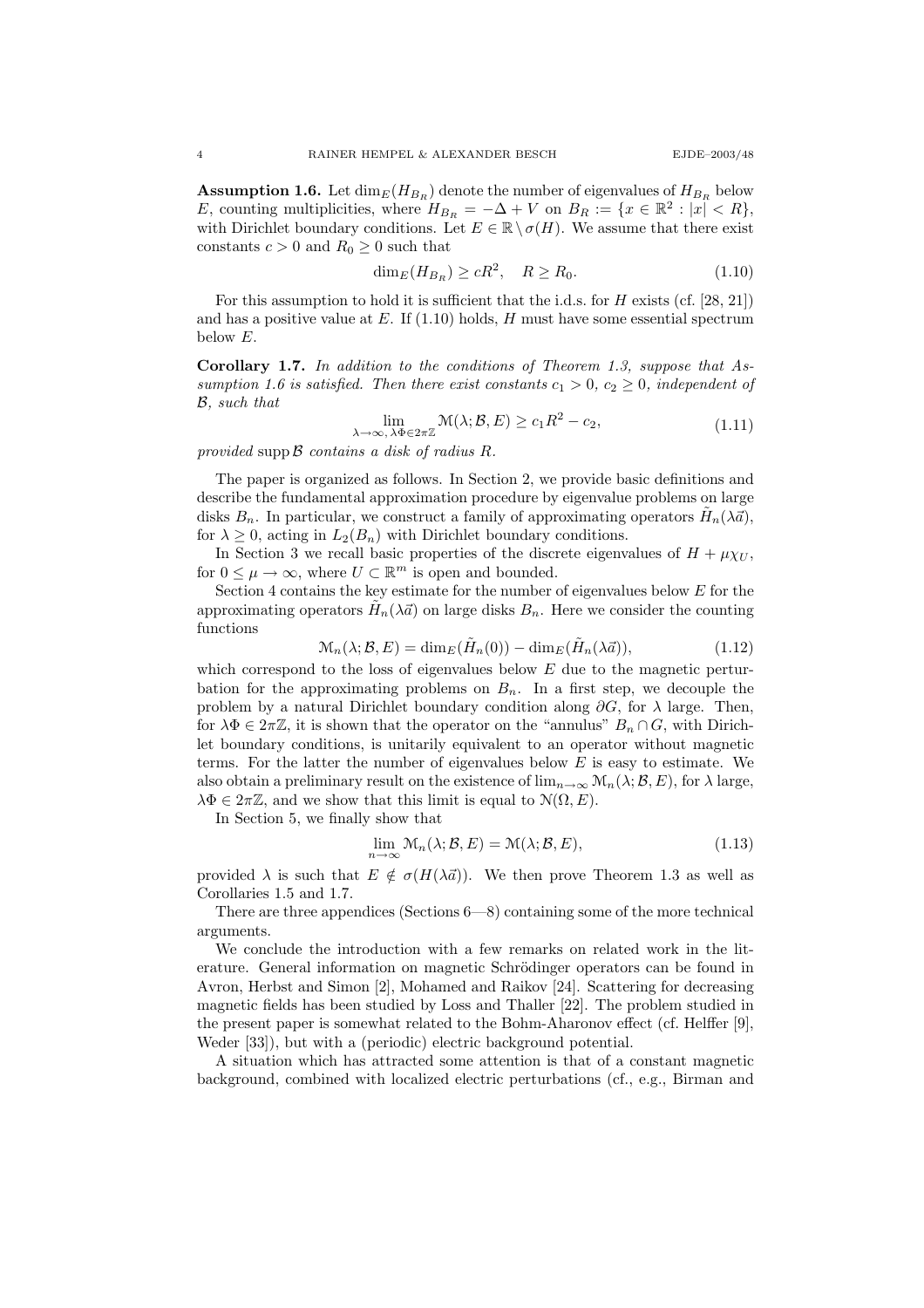**Assumption 1.6.** Let $\dim_E(H_{B_R})$ denote the number of eigenvalues of $H_{B_R}$ below $E$, counting multiplicities, where $H_{B_R} = -\Delta + V$ on $B_R := \{x \in \mathbb{R}^2 : |x| < R\}$, with Dirichlet boundary conditions. Let $E \in \mathbb{R} \setminus \sigma(H)$. We assume that there exist constants $c > 0$ and $R_0 \geq 0$ such that

$$\dim_E(H_{B_R}) \geq cR^2, \quad R \geq R_0. \tag{1.10}$$

For this assumption to hold it is sufficient that the i.d.s. for $H$ exists (cf. [28, 21]) and has a positive value at $E$. If (1.10) holds, $H$ must have some essential spectrum below $E$.

**Corollary 1.7.** *In addition to the conditions of Theorem 1.3, suppose that Assumption 1.6 is satisfied. Then there exist constants $c_1 > 0$, $c_2 \geq 0$, independent of $\mathcal{B}$, such that*

$$\lim_{\lambda\to\infty,\, \lambda\Phi\in 2\pi\mathbb{Z}} \mathcal{M}(\lambda; \mathcal{B}, E) \geq c_1 R^2 - c_2, \tag{1.11}$$

*provided* $\operatorname{supp} \mathcal{B}$ *contains a disk of radius $R$.*

The paper is organized as follows. In Section 2, we provide basic definitions and describe the fundamental approximation procedure by eigenvalue problems on large disks $B_n$. In particular, we construct a family of approximating operators $\tilde{H}_n(\lambda\vec{a})$, for $\lambda \geq 0$, acting in $L_2(B_n)$ with Dirichlet boundary conditions.

In Section 3 we recall basic properties of the discrete eigenvalues of $H + \mu\chi_U$, for $0 \leq \mu \to \infty$, where $U \subset \mathbb{R}^m$ is open and bounded.

Section 4 contains the key estimate for the number of eigenvalues below $E$ for the approximating operators $\tilde{H}_n(\lambda\vec{a})$ on large disks $B_n$. Here we consider the counting functions

$$\mathcal{M}_n(\lambda; \mathcal{B}, E) = \dim_E(\tilde{H}_n(0)) - \dim_E(\tilde{H}_n(\lambda\vec{a})), \tag{1.12}$$

which correspond to the loss of eigenvalues below $E$ due to the magnetic perturbation for the approximating problems on $B_n$. In a first step, we decouple the problem by a natural Dirichlet boundary condition along $\partial G$, for $\lambda$ large. Then, for $\lambda\Phi \in 2\pi\mathbb{Z}$, it is shown that the operator on the "annulus" $B_n \cap G$, with Dirichlet boundary conditions, is unitarily equivalent to an operator without magnetic terms. For the latter the number of eigenvalues below $E$ is easy to estimate. We also obtain a preliminary result on the existence of $\lim_{n\to\infty} \mathcal{M}_n(\lambda; \mathcal{B}, E)$, for $\lambda$ large, $\lambda\Phi \in 2\pi\mathbb{Z}$, and we show that this limit is equal to $\mathcal{N}(\Omega, E)$.

In Section 5, we finally show that

$$\lim_{n\to\infty} \mathcal{M}_n(\lambda; \mathcal{B}, E) = \mathcal{M}(\lambda; \mathcal{B}, E), \tag{1.13}$$

provided $\lambda$ is such that $E \notin \sigma(H(\lambda\vec{a}))$. We then prove Theorem 1.3 as well as Corollaries 1.5 and 1.7.

There are three appendices (Sections 6—8) containing some of the more technical arguments.

We conclude the introduction with a few remarks on related work in the literature. General information on magnetic Schrödinger operators can be found in Avron, Herbst and Simon [2], Mohamed and Raikov [24]. Scattering for decreasing magnetic fields has been studied by Loss and Thaller [22]. The problem studied in the present paper is somewhat related to the Bohm-Aharonov effect (cf. Helffer [9], Weder [33]), but with a (periodic) electric background potential.

A situation which has attracted some attention is that of a constant magnetic background, combined with localized electric perturbations (cf., e.g., Birman and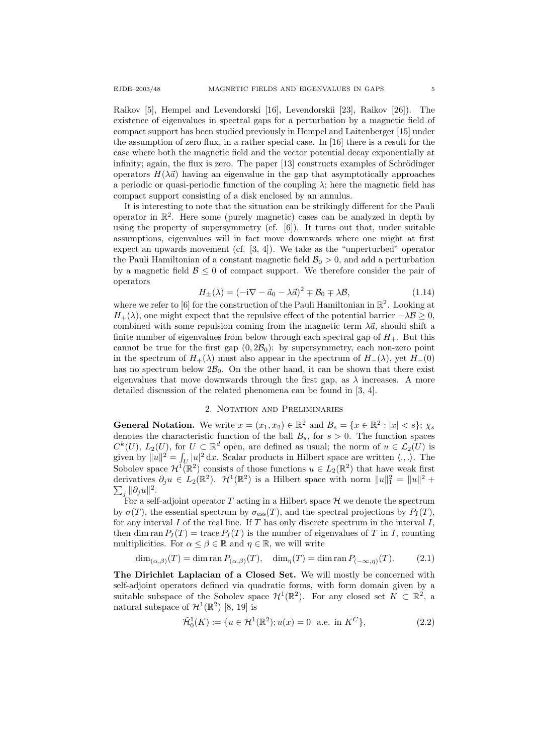Raikov [5], Hempel and Levendorski [16], Levendorskii [23], Raikov [26]). The existence of eigenvalues in spectral gaps for a perturbation by a magnetic field of compact support has been studied previously in Hempel and Laitenberger [15] under the assumption of zero flux, in a rather special case. In [16] there is a result for the case where both the magnetic field and the vector potential decay exponentially at infinity; again, the flux is zero. The paper [13] constructs examples of Schrödinger operators $H(\lambda\vec{a})$ having an eigenvalue in the gap that asymptotically approaches a periodic or quasi-periodic function of the coupling $\lambda$; here the magnetic field has compact support consisting of a disk enclosed by an annulus.

It is interesting to note that the situation can be strikingly different for the Pauli operator in $\mathbb{R}^2$. Here some (purely magnetic) cases can be analyzed in depth by using the property of supersymmetry (cf. [6]). It turns out that, under suitable assumptions, eigenvalues will in fact move downwards where one might at first expect an upwards movement (cf. [3, 4]). We take as the "unperturbed" operator the Pauli Hamiltonian of a constant magnetic field $\mathcal{B}_0 > 0$, and add a perturbation by a magnetic field $\mathcal{B} \leq 0$ of compact support. We therefore consider the pair of operators

$$H_\pm(\lambda) = (-\mathrm{i}\nabla - \vec{a}_0 - \lambda\vec{a})^2 \mp \mathcal{B}_0 \mp \lambda\mathcal{B}, \tag{1.14}$$

where we refer to [6] for the construction of the Pauli Hamiltonian in $\mathbb{R}^2$. Looking at $H_+(\lambda)$, one might expect that the repulsive effect of the potential barrier $-\lambda\mathcal{B} \geq 0$, combined with some repulsion coming from the magnetic term $\lambda\vec{a}$, should shift a finite number of eigenvalues from below through each spectral gap of $H_+$. But this cannot be true for the first gap $(0, 2\mathcal{B}_0)$: by supersymmetry, each non-zero point in the spectrum of $H_+(\lambda)$ must also appear in the spectrum of $H_-(\lambda)$, yet $H_-(0)$ has no spectrum below $2\mathcal{B}_0$. On the other hand, it can be shown that there exist eigenvalues that move downwards through the first gap, as $\lambda$ increases. A more detailed discussion of the related phenomena can be found in [3, 4].

## 2. Notation and Preliminaries

**General Notation.** We write $x = (x_1, x_2) \in \mathbb{R}^2$ and $B_s = \{x \in \mathbb{R}^2 : |x| < s\}$; $\chi_s$ denotes the characteristic function of the ball $B_s$, for $s > 0$. The function spaces $C^k(U)$, $L_2(U)$, for $U \subset \mathbb{R}^d$ open, are defined as usual; the norm of $u \in \mathcal{L}_2(U)$ is given by $\|u\|^2 = \int_U |u|^2 \,\mathrm{d}x$. Scalar products in Hilbert space are written $\langle .,. \rangle$. The Sobolev space $\mathcal{H}^1(\mathbb{R}^2)$ consists of those functions $u \in L_2(\mathbb{R}^2)$ that have weak first derivatives $\partial_j u \in L_2(\mathbb{R}^2)$. $\mathcal{H}^1(\mathbb{R}^2)$ is a Hilbert space with norm $\|u\|_1^2 = \|u\|^2 + \sum_j \|\partial_j u\|^2$.

For a self-adjoint operator $T$ acting in a Hilbert space $\mathcal{H}$ we denote the spectrum by $\sigma(T)$, the essential spectrum by $\sigma_{\mathrm{ess}}(T)$, and the spectral projections by $P_I(T)$, for any interval $I$ of the real line. If $T$ has only discrete spectrum in the interval $I$, then $\dim \operatorname{ran} P_I(T) = \operatorname{trace} P_I(T)$ is the number of eigenvalues of $T$ in $I$, counting multiplicities. For $\alpha \leq \beta \in \mathbb{R}$ and $\eta \in \mathbb{R}$, we will write

$$\dim_{(\alpha,\beta)}(T) = \dim \operatorname{ran} P_{(\alpha,\beta)}(T), \quad \dim_\eta(T) = \dim \operatorname{ran} P_{(-\infty,\eta)}(T). \tag{2.1}$$

**The Dirichlet Laplacian of a Closed Set.** We will mostly be concerned with self-adjoint operators defined via quadratic forms, with form domain given by a suitable subspace of the Sobolev space $\mathcal{H}^1(\mathbb{R}^2)$. For any closed set $K \subset \mathbb{R}^2$, a natural subspace of $\mathcal{H}^1(\mathbb{R}^2)$ [8, 19] is

$$\tilde{\mathcal{H}}_0^1(K) := \{u \in \mathcal{H}^1(\mathbb{R}^2); u(x) = 0 \ \text{ a.e. in } K^C\}, \tag{2.2}$$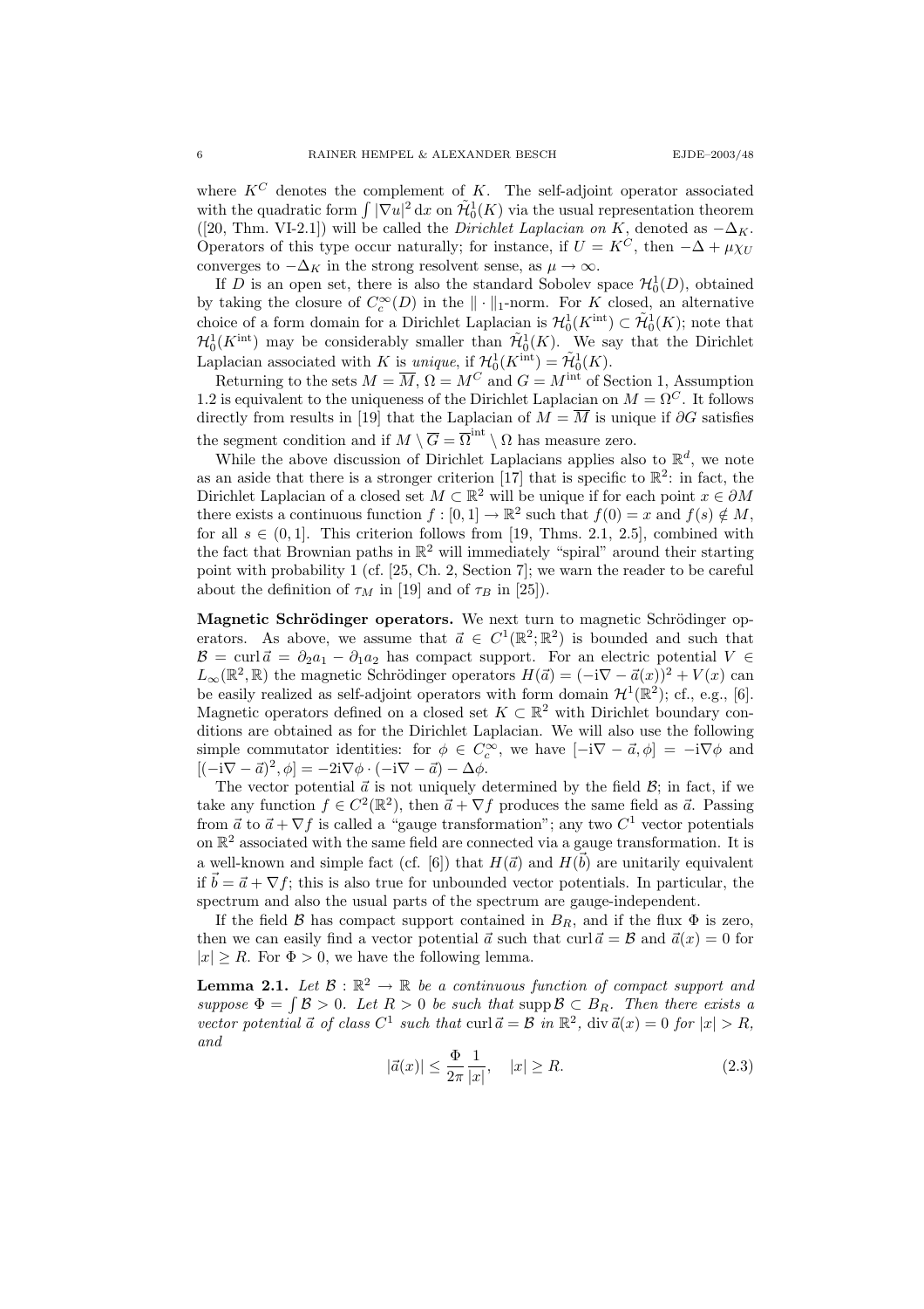where $K^C$ denotes the complement of $K$. The self-adjoint operator associated with the quadratic form $\int |\nabla u|^2 \, dx$ on $\tilde{\mathcal{H}}_0^1(K)$ via the usual representation theorem ([20, Thm. VI-2.1]) will be called the *Dirichlet Laplacian on* $K$, denoted as $-\Delta_K$. Operators of this type occur naturally; for instance, if $U = K^C$, then $-\Delta + \mu\chi_U$ converges to $-\Delta_K$ in the strong resolvent sense, as $\mu \to \infty$.

If $D$ is an open set, there is also the standard Sobolev space $\mathcal{H}_0^1(D)$, obtained by taking the closure of $C_c^\infty(D)$ in the $\|\cdot\|_1$-norm. For $K$ closed, an alternative choice of a form domain for a Dirichlet Laplacian is $\mathcal{H}_0^1(K^{\text{int}}) \subset \tilde{\mathcal{H}}_0^1(K)$; note that $\mathcal{H}_0^1(K^{\text{int}})$ may be considerably smaller than $\tilde{\mathcal{H}}_0^1(K)$. We say that the Dirichlet Laplacian associated with $K$ is *unique*, if $\mathcal{H}_0^1(K^{\text{int}}) = \tilde{\mathcal{H}}_0^1(K)$.

Returning to the sets $M = \overline{M}$, $\Omega = M^C$ and $G = M^{\text{int}}$ of Section 1, Assumption 1.2 is equivalent to the uniqueness of the Dirichlet Laplacian on $M = \Omega^C$. It follows directly from results in [19] that the Laplacian of $M = \overline{M}$ is unique if $\partial G$ satisfies the segment condition and if $M \setminus \overline{G} = \overline{\Omega}^{\text{int}} \setminus \Omega$ has measure zero.

While the above discussion of Dirichlet Laplacians applies also to $\mathbb{R}^d$, we note as an aside that there is a stronger criterion [17] that is specific to $\mathbb{R}^2$: in fact, the Dirichlet Laplacian of a closed set $M \subset \mathbb{R}^2$ will be unique if for each point $x \in \partial M$ there exists a continuous function $f : [0,1] \to \mathbb{R}^2$ such that $f(0) = x$ and $f(s) \notin M$, for all $s \in (0,1]$. This criterion follows from [19, Thms. 2.1, 2.5], combined with the fact that Brownian paths in $\mathbb{R}^2$ will immediately "spiral" around their starting point with probability 1 (cf. [25, Ch. 2, Section 7]; we warn the reader to be careful about the definition of $\tau_M$ in [19] and of $\tau_B$ in [25]).

**Magnetic Schrödinger operators.** We next turn to magnetic Schrödinger operators. As above, we assume that $\vec{a} \in C^1(\mathbb{R}^2; \mathbb{R}^2)$ is bounded and such that $\mathcal{B} = \operatorname{curl} \vec{a} = \partial_2 a_1 - \partial_1 a_2$ has compact support. For an electric potential $V \in L_\infty(\mathbb{R}^2, \mathbb{R})$ the magnetic Schrödinger operators $H(\vec{a}) = (-i\nabla - \vec{a}(x))^2 + V(x)$ can be easily realized as self-adjoint operators with form domain $\mathcal{H}^1(\mathbb{R}^2)$; cf., e.g., [6]. Magnetic operators defined on a closed set $K \subset \mathbb{R}^2$ with Dirichlet boundary conditions are obtained as for the Dirichlet Laplacian. We will also use the following simple commutator identities: for $\phi \in C_c^\infty$, we have $[-i\nabla - \vec{a}, \phi] = -i\nabla\phi$ and $[(-i\nabla - \vec{a})^2, \phi] = -2i\nabla\phi \cdot (-i\nabla - \vec{a}) - \Delta\phi$.

The vector potential $\vec{a}$ is not uniquely determined by the field $\mathcal{B}$; in fact, if we take any function $f \in C^2(\mathbb{R}^2)$, then $\vec{a} + \nabla f$ produces the same field as $\vec{a}$. Passing from $\vec{a}$ to $\vec{a} + \nabla f$ is called a "gauge transformation"; any two $C^1$ vector potentials on $\mathbb{R}^2$ associated with the same field are connected via a gauge transformation. It is a well-known and simple fact (cf. [6]) that $H(\vec{a})$ and $H(\vec{b})$ are unitarily equivalent if $\vec{b} = \vec{a} + \nabla f$; this is also true for unbounded vector potentials. In particular, the spectrum and also the usual parts of the spectrum are gauge-independent.

If the field $\mathcal{B}$ has compact support contained in $B_R$, and if the flux $\Phi$ is zero, then we can easily find a vector potential $\vec{a}$ such that $\operatorname{curl} \vec{a} = \mathcal{B}$ and $\vec{a}(x) = 0$ for $|x| \geq R$. For $\Phi > 0$, we have the following lemma.

**Lemma 2.1.** *Let $\mathcal{B} : \mathbb{R}^2 \to \mathbb{R}$ be a continuous function of compact support and suppose $\Phi = \int \mathcal{B} > 0$. Let $R > 0$ be such that $\operatorname{supp} \mathcal{B} \subset B_R$. Then there exists a vector potential $\vec{a}$ of class $C^1$ such that $\operatorname{curl} \vec{a} = \mathcal{B}$ in $\mathbb{R}^2$, $\operatorname{div} \vec{a}(x) = 0$ for $|x| > R$, and*

$$|\vec{a}(x)| \leq \frac{\Phi}{2\pi} \frac{1}{|x|}, \quad |x| \geq R. \tag{2.3}$$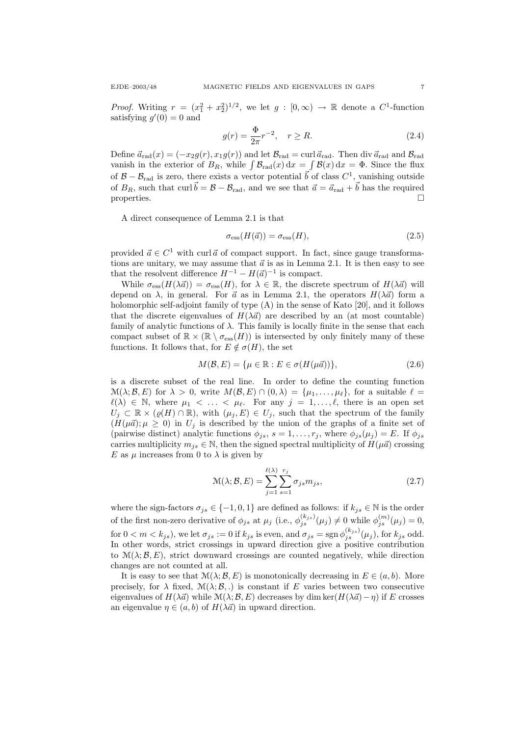*Proof.* Writing $r = (x_1^2 + x_2^2)^{1/2}$, we let $g : [0, \infty) \to \mathbb{R}$ denote a $C^1$-function satisfying $g'(0) = 0$ and

$$g(r) = \frac{\Phi}{2\pi} r^{-2}, \quad r \geq R. \tag{2.4}$$

Define $\vec{a}_{\rm rad}(x) = (-x_2 g(r), x_1 g(r))$ and let $\mathcal{B}_{\rm rad} = \operatorname{curl} \vec{a}_{\rm rad}$. Then $\operatorname{div} \vec{a}_{\rm rad}$ and $\mathcal{B}_{\rm rad}$ vanish in the exterior of $B_R$, while $\int \mathcal{B}_{\rm rad}(x)\, \mathrm{d}x = \int \mathcal{B}(x)\, \mathrm{d}x = \Phi$. Since the flux of $\mathcal{B} - \mathcal{B}_{\rm rad}$ is zero, there exists a vector potential $\vec{b}$ of class $C^1$, vanishing outside of $B_R$, such that $\operatorname{curl} \vec{b} = \mathcal{B} - \mathcal{B}_{\rm rad}$, and we see that $\vec{a} = \vec{a}_{\rm rad} + \vec{b}$ has the required properties. $\square$

A direct consequence of Lemma 2.1 is that

$$\sigma_{\rm ess}(H(\vec{a})) = \sigma_{\rm ess}(H), \tag{2.5}$$

provided $\vec{a} \in C^1$ with $\operatorname{curl} \vec{a}$ of compact support. In fact, since gauge transformations are unitary, we may assume that $\vec{a}$ is as in Lemma 2.1. It is then easy to see that the resolvent difference $H^{-1} - H(\vec{a})^{-1}$ is compact.

While $\sigma_{\rm ess}(H(\lambda\vec{a})) = \sigma_{\rm ess}(H)$, for $\lambda \in \mathbb{R}$, the discrete spectrum of $H(\lambda\vec{a})$ will depend on $\lambda$, in general. For $\vec{a}$ as in Lemma 2.1, the operators $H(\lambda\vec{a})$ form a holomorphic self-adjoint family of type (A) in the sense of Kato [20], and it follows that the discrete eigenvalues of $H(\lambda\vec{a})$ are described by an (at most countable) family of analytic functions of $\lambda$. This family is locally finite in the sense that each compact subset of $\mathbb{R} \times (\mathbb{R} \setminus \sigma_{\rm ess}(H))$ is intersected by only finitely many of these functions. It follows that, for $E \notin \sigma(H)$, the set

$$M(\mathcal{B}, E) = \{\mu \in \mathbb{R} : E \in \sigma(H(\mu\vec{a}))\}, \tag{2.6}$$

is a discrete subset of the real line. In order to define the counting function $\mathcal{M}(\lambda; \mathcal{B}, E)$ for $\lambda > 0$, write $M(\mathcal{B}, E) \cap (0, \lambda) = \{\mu_1, \dots, \mu_\ell\}$, for a suitable $\ell = \ell(\lambda) \in \mathbb{N}$, where $\mu_1 < \dots < \mu_\ell$. For any $j = 1, \dots, \ell$, there is an open set $U_j \subset \mathbb{R} \times (\varrho(H) \cap \mathbb{R})$, with $(\mu_j, E) \in U_j$, such that the spectrum of the family $(H(\mu\vec{a}); \mu \geq 0)$ in $U_j$ is described by the union of the graphs of a finite set of (pairwise distinct) analytic functions $\phi_{js}$, $s = 1, \dots, r_j$, where $\phi_{js}(\mu_j) = E$. If $\phi_{js}$ carries multiplicity $m_{js} \in \mathbb{N}$, then the signed spectral multiplicity of $H(\mu\vec{a})$ crossing $E$ as $\mu$ increases from 0 to $\lambda$ is given by

$$\mathcal{M}(\lambda; \mathcal{B}, E) = \sum_{j=1}^{\ell(\lambda)} \sum_{s=1}^{r_j} \sigma_{js} m_{js}, \tag{2.7}$$

where the sign-factors $\sigma_{js} \in \{-1, 0, 1\}$ are defined as follows: if $k_{js} \in \mathbb{N}$ is the order of the first non-zero derivative of $\phi_{js}$ at $\mu_j$ (i.e., $\phi_{js}^{(k_{js})}(\mu_j) \neq 0$ while $\phi_{js}^{(m)}(\mu_j) = 0$, for $0 < m < k_{js}$), we let $\sigma_{js} := 0$ if $k_{js}$ is even, and $\sigma_{js} = \operatorname{sgn} \phi_{js}^{(k_{js})}(\mu_j)$, for $k_{js}$ odd. In other words, strict crossings in upward direction give a positive contribution to $\mathcal{M}(\lambda; \mathcal{B}, E)$, strict downward crossings are counted negatively, while direction changes are not counted at all.

It is easy to see that $\mathcal{M}(\lambda; \mathcal{B}, E)$ is monotonically decreasing in $E \in (a, b)$. More precisely, for $\lambda$ fixed, $\mathcal{M}(\lambda; \mathcal{B}, .)$ is constant if $E$ varies between two consecutive eigenvalues of $H(\lambda\vec{a})$ while $\mathcal{M}(\lambda; \mathcal{B}, E)$ decreases by $\dim\ker(H(\lambda\vec{a}) - \eta)$ if $E$ crosses an eigenvalue $\eta \in (a, b)$ of $H(\lambda\vec{a})$ in upward direction.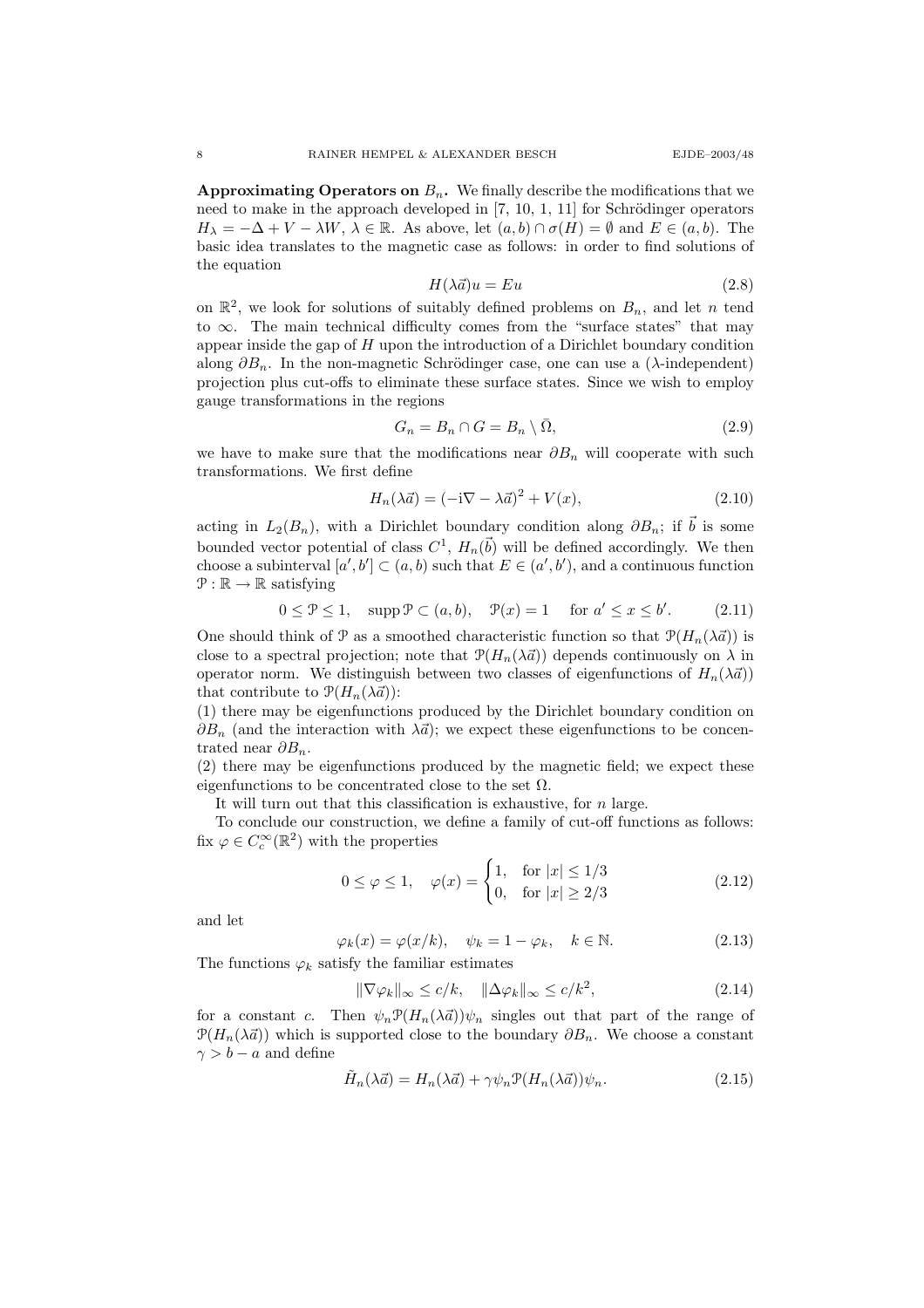**Approximating Operators on $B_n$.** We finally describe the modifications that we need to make in the approach developed in [7, 10, 1, 11] for Schrödinger operators $H_\lambda = -\Delta + V - \lambda W$, $\lambda \in \mathbb{R}$. As above, let $(a,b) \cap \sigma(H) = \emptyset$ and $E \in (a,b)$. The basic idea translates to the magnetic case as follows: in order to find solutions of the equation

$$H(\lambda \vec{a})u = Eu \tag{2.8}$$

on $\mathbb{R}^2$, we look for solutions of suitably defined problems on $B_n$, and let $n$ tend to $\infty$. The main technical difficulty comes from the "surface states" that may appear inside the gap of $H$ upon the introduction of a Dirichlet boundary condition along $\partial B_n$. In the non-magnetic Schrödinger case, one can use a ($\lambda$-independent) projection plus cut-offs to eliminate these surface states. Since we wish to employ gauge transformations in the regions

$$G_n = B_n \cap G = B_n \setminus \bar{\Omega}, \tag{2.9}$$

we have to make sure that the modifications near $\partial B_n$ will cooperate with such transformations. We first define

$$H_n(\lambda \vec{a}) = (-\mathrm{i}\nabla - \lambda \vec{a})^2 + V(x), \tag{2.10}$$

acting in $L_2(B_n)$, with a Dirichlet boundary condition along $\partial B_n$; if $\vec{b}$ is some bounded vector potential of class $C^1$, $H_n(\vec{b})$ will be defined accordingly. We then choose a subinterval $[a', b'] \subset (a,b)$ such that $E \in (a', b')$, and a continuous function $\mathcal{P} : \mathbb{R} \to \mathbb{R}$ satisfying

$$0 \le \mathcal{P} \le 1, \quad \operatorname{supp} \mathcal{P} \subset (a,b), \quad \mathcal{P}(x) = 1 \quad \text{for } a' \le x \le b'. \tag{2.11}$$

One should think of $\mathcal{P}$ as a smoothed characteristic function so that $\mathcal{P}(H_n(\lambda \vec{a}))$ is close to a spectral projection; note that $\mathcal{P}(H_n(\lambda \vec{a}))$ depends continuously on $\lambda$ in operator norm. We distinguish between two classes of eigenfunctions of $H_n(\lambda \vec{a}))$ that contribute to $\mathcal{P}(H_n(\lambda \vec{a}))$:

(1) there may be eigenfunctions produced by the Dirichlet boundary condition on $\partial B_n$ (and the interaction with $\lambda \vec{a}$); we expect these eigenfunctions to be concentrated near $\partial B_n$.

(2) there may be eigenfunctions produced by the magnetic field; we expect these eigenfunctions to be concentrated close to the set $\Omega$.

It will turn out that this classification is exhaustive, for $n$ large.

To conclude our construction, we define a family of cut-off functions as follows: fix $\varphi \in C_c^\infty(\mathbb{R}^2)$ with the properties

$$0 \le \varphi \le 1, \quad \varphi(x) = \begin{cases} 1, & \text{for } |x| \le 1/3 \\ 0, & \text{for } |x| \ge 2/3 \end{cases} \tag{2.12}$$

and let

$$\varphi_k(x) = \varphi(x/k), \quad \psi_k = 1 - \varphi_k, \quad k \in \mathbb{N}. \tag{2.13}$$

The functions $\varphi_k$ satisfy the familiar estimates

$$\|\nabla \varphi_k\|_\infty \le c/k, \quad \|\Delta \varphi_k\|_\infty \le c/k^2, \tag{2.14}$$

for a constant $c$. Then $\psi_n \mathcal{P}(H_n(\lambda \vec{a}))\psi_n$ singles out that part of the range of $\mathcal{P}(H_n(\lambda \vec{a}))$ which is supported close to the boundary $\partial B_n$. We choose a constant $\gamma > b - a$ and define

$$\tilde{H}_n(\lambda \vec{a}) = H_n(\lambda \vec{a}) + \gamma \psi_n \mathcal{P}(H_n(\lambda \vec{a}))\psi_n. \tag{2.15}$$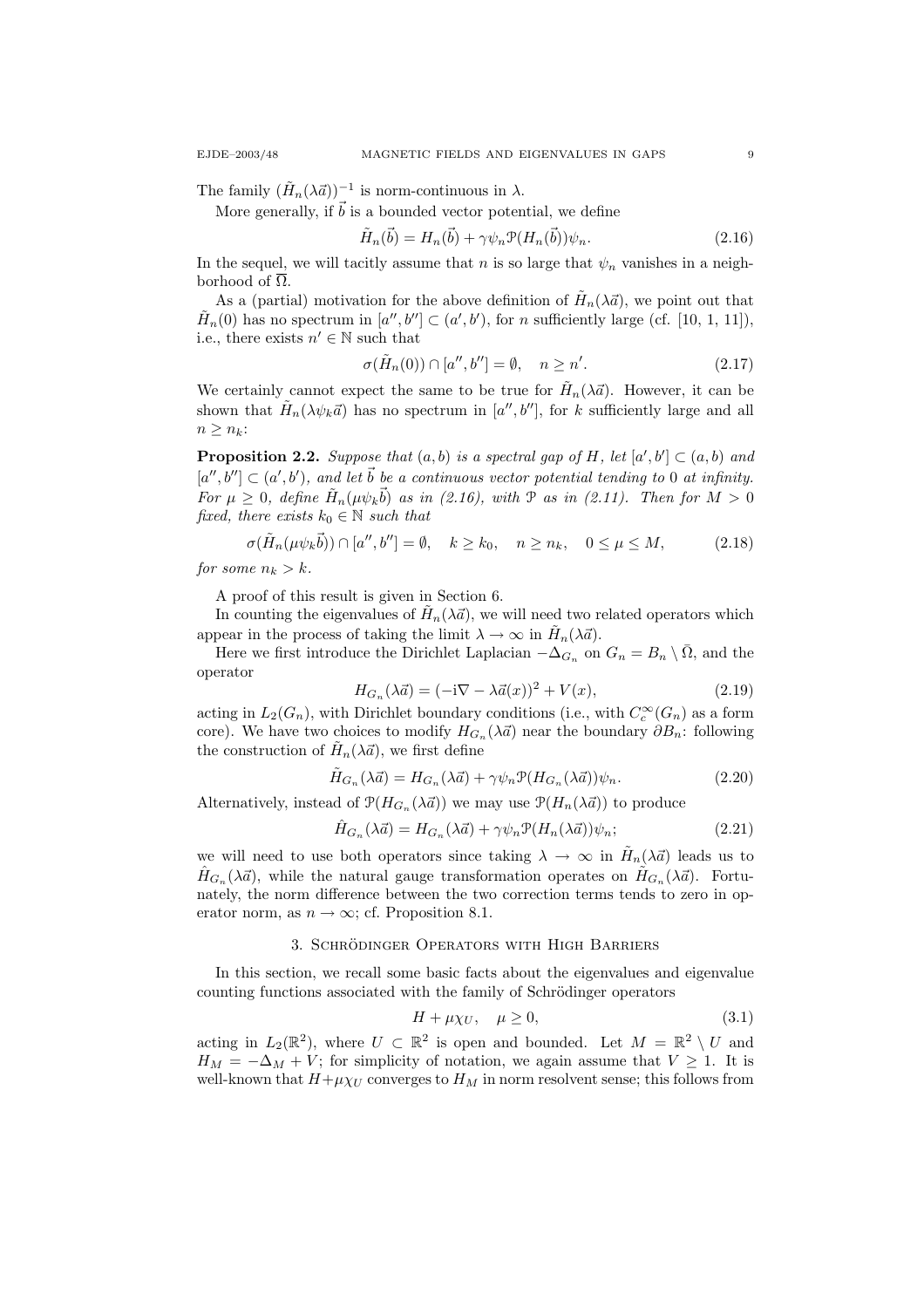The family $(\tilde{H}_n(\lambda\vec{a}))^{-1}$ is norm-continuous in $\lambda$.

More generally, if $\vec{b}$ is a bounded vector potential, we define

$$\tilde{H}_n(\vec{b}) = H_n(\vec{b}) + \gamma\psi_n \mathcal{P}(H_n(\vec{b}))\psi_n. \tag{2.16}$$

In the sequel, we will tacitly assume that $n$ is so large that $\psi_n$ vanishes in a neighborhood of $\overline{\Omega}$.

As a (partial) motivation for the above definition of $\tilde{H}_n(\lambda\vec{a})$, we point out that $\tilde{H}_n(0)$ has no spectrum in $[a'', b''] \subset (a', b')$, for $n$ sufficiently large (cf. [10, 1, 11]), i.e., there exists $n' \in \mathbb{N}$ such that

$$\sigma(\tilde{H}_n(0)) \cap [a'', b''] = \emptyset, \quad n \geq n'. \tag{2.17}$$

We certainly cannot expect the same to be true for $\tilde{H}_n(\lambda\vec{a})$. However, it can be shown that $\tilde{H}_n(\lambda\psi_k\vec{a})$ has no spectrum in $[a'', b'']$, for $k$ sufficiently large and all $n \geq n_k$:

**Proposition 2.2.** *Suppose that $(a, b)$ is a spectral gap of $H$, let $[a', b'] \subset (a, b)$ and $[a'', b''] \subset (a', b')$, and let $\vec{b}$ be a continuous vector potential tending to 0 at infinity. For $\mu \geq 0$, define $\tilde{H}_n(\mu\psi_k\vec{b})$ as in (2.16), with $\mathcal{P}$ as in (2.11). Then for $M > 0$ fixed, there exists $k_0 \in \mathbb{N}$ such that*

$$\sigma(\tilde{H}_n(\mu\psi_k\vec{b})) \cap [a'', b''] = \emptyset, \quad k \geq k_0, \quad n \geq n_k, \quad 0 \leq \mu \leq M, \tag{2.18}$$

*for some $n_k > k$.*

A proof of this result is given in Section 6.

In counting the eigenvalues of $\tilde{H}_n(\lambda\vec{a})$, we will need two related operators which appear in the process of taking the limit $\lambda \to \infty$ in $\tilde{H}_n(\lambda\vec{a})$.

Here we first introduce the Dirichlet Laplacian $-\Delta_{G_n}$ on $G_n = B_n \setminus \bar{\Omega}$, and the operator

$$H_{G_n}(\lambda\vec{a}) = (-\mathrm{i}\nabla - \lambda\vec{a}(x))^2 + V(x), \tag{2.19}$$

acting in $L_2(G_n)$, with Dirichlet boundary conditions (i.e., with $C_c^\infty(G_n)$ as a form core). We have two choices to modify $H_{G_n}(\lambda\vec{a})$ near the boundary $\partial B_n$: following the construction of $\tilde{H}_n(\lambda\vec{a})$, we first define

$$\tilde{H}_{G_n}(\lambda\vec{a}) = H_{G_n}(\lambda\vec{a}) + \gamma\psi_n \mathcal{P}(H_{G_n}(\lambda\vec{a}))\psi_n. \tag{2.20}$$

Alternatively, instead of $\mathcal{P}(H_{G_n}(\lambda\vec{a}))$ we may use $\mathcal{P}(H_n(\lambda\vec{a}))$ to produce

$$\hat{H}_{G_n}(\lambda\vec{a}) = H_{G_n}(\lambda\vec{a}) + \gamma\psi_n \mathcal{P}(H_n(\lambda\vec{a}))\psi_n; \tag{2.21}$$

we will need to use both operators since taking $\lambda \to \infty$ in $\tilde{H}_n(\lambda\vec{a})$ leads us to $\hat{H}_{G_n}(\lambda\vec{a})$, while the natural gauge transformation operates on $\tilde{H}_{G_n}(\lambda\vec{a})$. Fortunately, the norm difference between the two correction terms tends to zero in operator norm, as $n \to \infty$; cf. Proposition 8.1.

## 3. Schrödinger Operators with High Barriers

In this section, we recall some basic facts about the eigenvalues and eigenvalue counting functions associated with the family of Schrödinger operators

$$H + \mu\chi_U, \quad \mu \geq 0, \tag{3.1}$$

acting in $L_2(\mathbb{R}^2)$, where $U \subset \mathbb{R}^2$ is open and bounded. Let $M = \mathbb{R}^2 \setminus U$ and $H_M = -\Delta_M + V$; for simplicity of notation, we again assume that $V \geq 1$. It is well-known that $H + \mu\chi_U$ converges to $H_M$ in norm resolvent sense; this follows from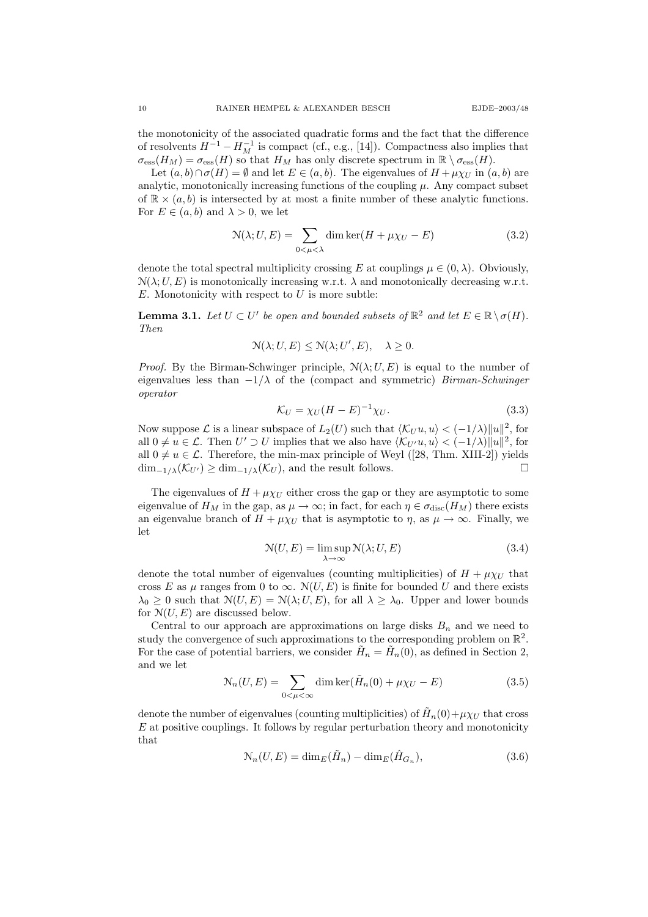the monotonicity of the associated quadratic forms and the fact that the difference of resolvents $H^{-1} - H_M^{-1}$ is compact (cf., e.g., [14]). Compactness also implies that $\sigma_{\mathrm{ess}}(H_M) = \sigma_{\mathrm{ess}}(H)$ so that $H_M$ has only discrete spectrum in $\mathbb{R} \setminus \sigma_{\mathrm{ess}}(H)$.

Let $(a, b) \cap \sigma(H) = \emptyset$ and let $E \in (a, b)$. The eigenvalues of $H + \mu\chi_U$ in $(a, b)$ are analytic, monotonically increasing functions of the coupling $\mu$. Any compact subset of $\mathbb{R} \times (a, b)$ is intersected by at most a finite number of these analytic functions. For $E \in (a, b)$ and $\lambda > 0$, we let

$$\mathcal{N}(\lambda; U, E) = \sum_{0<\mu<\lambda} \dim \ker(H + \mu\chi_U - E) \tag{3.2}$$

denote the total spectral multiplicity crossing $E$ at couplings $\mu \in (0, \lambda)$. Obviously, $\mathcal{N}(\lambda; U, E)$ is monotonically increasing w.r.t. $\lambda$ and monotonically decreasing w.r.t. $E$. Monotonicity with respect to $U$ is more subtle:

**Lemma 3.1.** *Let $U \subset U'$ be open and bounded subsets of $\mathbb{R}^2$ and let $E \in \mathbb{R} \setminus \sigma(H)$. Then*

$$\mathcal{N}(\lambda; U, E) \leq \mathcal{N}(\lambda; U', E), \quad \lambda \geq 0.$$

*Proof.* By the Birman-Schwinger principle, $\mathcal{N}(\lambda; U, E)$ is equal to the number of eigenvalues less than $-1/\lambda$ of the (compact and symmetric) *Birman-Schwinger operator*

$$\mathcal{K}_U = \chi_U (H - E)^{-1} \chi_U. \tag{3.3}$$

Now suppose $\mathcal{L}$ is a linear subspace of $L_2(U)$ such that $\langle \mathcal{K}_U u, u \rangle < (-1/\lambda)\|u\|^2$, for all $0 \neq u \in \mathcal{L}$. Then $U' \supset U$ implies that we also have $\langle \mathcal{K}_{U'} u, u \rangle < (-1/\lambda)\|u\|^2$, for all $0 \neq u \in \mathcal{L}$. Therefore, the min-max principle of Weyl ([28, Thm. XIII-2]) yields $\dim_{-1/\lambda}(\mathcal{K}_{U'}) \geq \dim_{-1/\lambda}(\mathcal{K}_U)$, and the result follows. $\square$

The eigenvalues of $H + \mu\chi_U$ either cross the gap or they are asymptotic to some eigenvalue of $H_M$ in the gap, as $\mu \to \infty$; in fact, for each $\eta \in \sigma_{\mathrm{disc}}(H_M)$ there exists an eigenvalue branch of $H + \mu\chi_U$ that is asymptotic to $\eta$, as $\mu \to \infty$. Finally, we let

$$\mathcal{N}(U, E) = \limsup_{\lambda \to \infty} \mathcal{N}(\lambda; U, E) \tag{3.4}$$

denote the total number of eigenvalues (counting multiplicities) of $H + \mu\chi_U$ that cross $E$ as $\mu$ ranges from 0 to $\infty$. $\mathcal{N}(U, E)$ is finite for bounded $U$ and there exists $\lambda_0 \geq 0$ such that $\mathcal{N}(U, E) = \mathcal{N}(\lambda; U, E)$, for all $\lambda \geq \lambda_0$. Upper and lower bounds for $\mathcal{N}(U, E)$ are discussed below.

Central to our approach are approximations on large disks $B_n$ and we need to study the convergence of such approximations to the corresponding problem on $\mathbb{R}^2$. For the case of potential barriers, we consider $\tilde{H}_n = \tilde{H}_n(0)$, as defined in Section 2, and we let

$$\mathcal{N}_n(U, E) = \sum_{0<\mu<\infty} \dim \ker(\tilde{H}_n(0) + \mu\chi_U - E) \tag{3.5}$$

denote the number of eigenvalues (counting multiplicities) of $\tilde{H}_n(0) + \mu\chi_U$ that cross $E$ at positive couplings. It follows by regular perturbation theory and monotonicity that

$$\mathcal{N}_n(U, E) = \dim_E(\tilde{H}_n) - \dim_E(\hat{H}_{G_n}), \tag{3.6}$$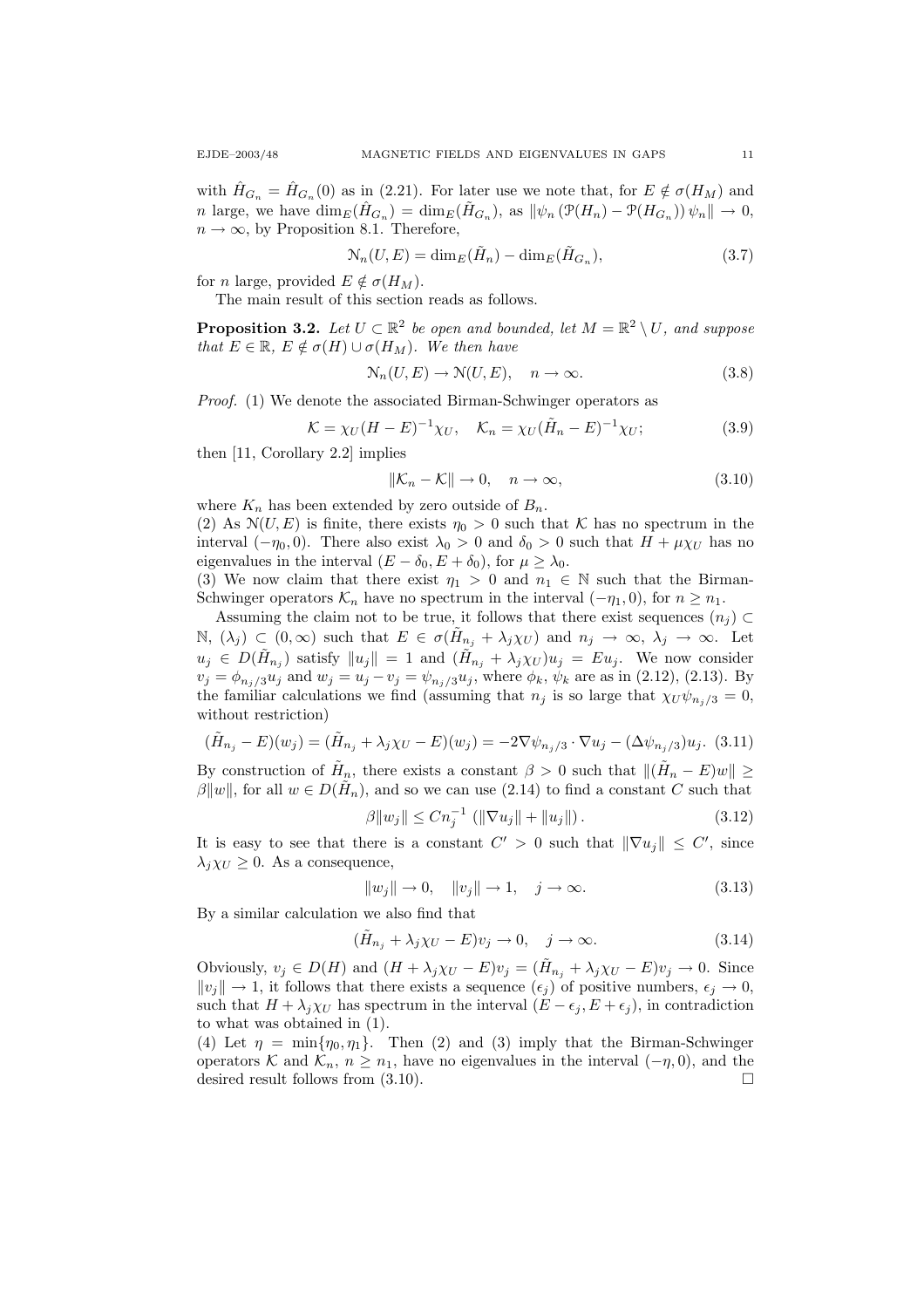with $\hat{H}_{G_n} = \hat{H}_{G_n}(0)$ as in (2.21). For later use we note that, for $E \notin \sigma(H_M)$ and $n$ large, we have $\dim_E(\hat{H}_{G_n}) = \dim_E(\tilde{H}_{G_n})$, as $\|\psi_n (\mathcal{P}(H_n) - \mathcal{P}(H_{G_n})) \psi_n\| \to 0$, $n \to \infty$, by Proposition 8.1. Therefore,

$$\mathcal{N}_n(U, E) = \dim_E(\tilde{H}_n) - \dim_E(\tilde{H}_{G_n}), \tag{3.7}$$

for $n$ large, provided $E \notin \sigma(H_M)$.

The main result of this section reads as follows.

**Proposition 3.2.** *Let $U \subset \mathbb{R}^2$ be open and bounded, let $M = \mathbb{R}^2 \setminus U$, and suppose that $E \in \mathbb{R}$, $E \notin \sigma(H) \cup \sigma(H_M)$. We then have*

$$\mathcal{N}_n(U, E) \to \mathcal{N}(U, E), \quad n \to \infty. \tag{3.8}$$

*Proof.* (1) We denote the associated Birman-Schwinger operators as

$$\mathcal{K} = \chi_U (H - E)^{-1} \chi_U, \quad \mathcal{K}_n = \chi_U (\tilde{H}_n - E)^{-1} \chi_U; \tag{3.9}$$

then [11, Corollary 2.2] implies

$$\|\mathcal{K}_n - \mathcal{K}\| \to 0, \quad n \to \infty, \tag{3.10}$$

where $K_n$ has been extended by zero outside of $B_n$.

(2) As $\mathcal{N}(U, E)$ is finite, there exists $\eta_0 > 0$ such that $\mathcal{K}$ has no spectrum in the interval $(-\eta_0, 0)$. There also exist $\lambda_0 > 0$ and $\delta_0 > 0$ such that $H + \mu\chi_U$ has no eigenvalues in the interval $(E - \delta_0, E + \delta_0)$, for $\mu \geq \lambda_0$.

(3) We now claim that there exist $\eta_1 > 0$ and $n_1 \in \mathbb{N}$ such that the Birman-Schwinger operators $\mathcal{K}_n$ have no spectrum in the interval $(-\eta_1, 0)$, for $n \geq n_1$.

Assuming the claim not to be true, it follows that there exist sequences $(n_j) \subset \mathbb{N}$, $(\lambda_j) \subset (0, \infty)$ such that $E \in \sigma(\tilde{H}_{n_j} + \lambda_j \chi_U)$ and $n_j \to \infty$, $\lambda_j \to \infty$. Let $u_j \in D(\tilde{H}_{n_j})$ satisfy $\|u_j\| = 1$ and $(\tilde{H}_{n_j} + \lambda_j \chi_U) u_j = E u_j$. We now consider $v_j = \phi_{n_j/3} u_j$ and $w_j = u_j - v_j = \psi_{n_j/3} u_j$, where $\phi_k$, $\psi_k$ are as in (2.12), (2.13). By the familiar calculations we find (assuming that $n_j$ is so large that $\chi_U \psi_{n_j/3} = 0$, without restriction)

$$(\tilde{H}_{n_j} - E)(w_j) = (\tilde{H}_{n_j} + \lambda_j \chi_U - E)(w_j) = -2\nabla\psi_{n_j/3} \cdot \nabla u_j - (\Delta\psi_{n_j/3}) u_j. \tag{3.11}$$

By construction of $\tilde{H}_n$, there exists a constant $\beta > 0$ such that $\|(\tilde{H}_n - E)w\| \geq \beta\|w\|$, for all $w \in D(\tilde{H}_n)$, and so we can use (2.14) to find a constant $C$ such that

$$\beta\|w_j\| \leq C n_j^{-1} \left(\|\nabla u_j\| + \|u_j\|\right). \tag{3.12}$$

It is easy to see that there is a constant $C' > 0$ such that $\|\nabla u_j\| \leq C'$, since $\lambda_j \chi_U \geq 0$. As a consequence,

$$\|w_j\| \to 0, \quad \|v_j\| \to 1, \quad j \to \infty. \tag{3.13}$$

By a similar calculation we also find that

$$(\tilde{H}_{n_j} + \lambda_j \chi_U - E) v_j \to 0, \quad j \to \infty. \tag{3.14}$$

Obviously, $v_j \in D(H)$ and $(H + \lambda_j \chi_U - E) v_j = (\tilde{H}_{n_j} + \lambda_j \chi_U - E) v_j \to 0$. Since $\|v_j\| \to 1$, it follows that there exists a sequence $(\epsilon_j)$ of positive numbers, $\epsilon_j \to 0$, such that $H + \lambda_j \chi_U$ has spectrum in the interval $(E - \epsilon_j, E + \epsilon_j)$, in contradiction to what was obtained in (1).

(4) Let $\eta = \min\{\eta_0, \eta_1\}$. Then (2) and (3) imply that the Birman-Schwinger operators $\mathcal{K}$ and $\mathcal{K}_n$, $n \geq n_1$, have no eigenvalues in the interval $(-\eta, 0)$, and the desired result follows from (3.10). $\square$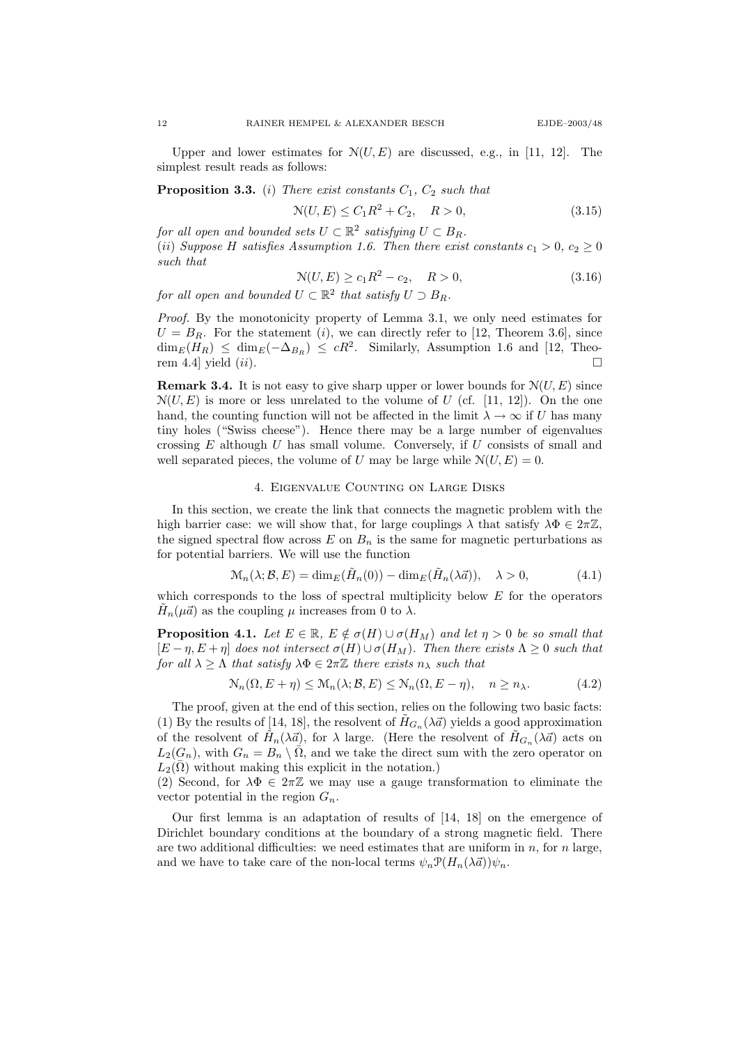Upper and lower estimates for $\mathcal{N}(U, E)$ are discussed, e.g., in [11, 12]. The simplest result reads as follows:

**Proposition 3.3.** *(i) There exist constants $C_1$, $C_2$ such that*

$$\mathcal{N}(U, E) \leq C_1 R^2 + C_2, \quad R > 0, \tag{3.15}$$

*for all open and bounded sets $U \subset \mathbb{R}^2$ satisfying $U \subset B_R$.*
*(ii) Suppose $H$ satisfies Assumption 1.6. Then there exist constants $c_1 > 0$, $c_2 \geq 0$ such that*

$$\mathcal{N}(U, E) \geq c_1 R^2 - c_2, \quad R > 0, \tag{3.16}$$

*for all open and bounded $U \subset \mathbb{R}^2$ that satisfy $U \supset B_R$.*

*Proof.* By the monotonicity property of Lemma 3.1, we only need estimates for $U = B_R$. For the statement $(i)$, we can directly refer to [12, Theorem 3.6], since $\dim_E(H_R) \leq \dim_E(-\Delta_{B_R}) \leq cR^2$. Similarly, Assumption 1.6 and [12, Theorem 4.4] yield $(ii)$. $\square$

**Remark 3.4.** It is not easy to give sharp upper or lower bounds for $\mathcal{N}(U, E)$ since $\mathcal{N}(U, E)$ is more or less unrelated to the volume of $U$ (cf. [11, 12]). On the one hand, the counting function will not be affected in the limit $\lambda \to \infty$ if $U$ has many tiny holes ("Swiss cheese"). Hence there may be a large number of eigenvalues crossing $E$ although $U$ has small volume. Conversely, if $U$ consists of small and well separated pieces, the volume of $U$ may be large while $\mathcal{N}(U, E) = 0$.

## 4. Eigenvalue Counting on Large Disks

In this section, we create the link that connects the magnetic problem with the high barrier case: we will show that, for large couplings $\lambda$ that satisfy $\lambda\Phi \in 2\pi\mathbb{Z}$, the signed spectral flow across $E$ on $B_n$ is the same for magnetic perturbations as for potential barriers. We will use the function

$$\mathcal{M}_n(\lambda; \mathcal{B}, E) = \dim_E(\tilde{H}_n(0)) - \dim_E(\tilde{H}_n(\lambda\vec{a})), \quad \lambda > 0, \tag{4.1}$$

which corresponds to the loss of spectral multiplicity below $E$ for the operators $\tilde{H}_n(\mu\vec{a})$ as the coupling $\mu$ increases from 0 to $\lambda$.

**Proposition 4.1.** *Let $E \in \mathbb{R}$, $E \notin \sigma(H) \cup \sigma(H_M)$ and let $\eta > 0$ be so small that $[E-\eta, E+\eta]$ does not intersect $\sigma(H) \cup \sigma(H_M)$. Then there exists $\Lambda \geq 0$ such that for all $\lambda \geq \Lambda$ that satisfy $\lambda\Phi \in 2\pi\mathbb{Z}$ there exists $n_\lambda$ such that*

$$\mathcal{N}_n(\Omega, E + \eta) \leq \mathcal{M}_n(\lambda; \mathcal{B}, E) \leq \mathcal{N}_n(\Omega, E - \eta), \quad n \geq n_\lambda. \tag{4.2}$$

The proof, given at the end of this section, relies on the following two basic facts:
(1) By the results of [14, 18], the resolvent of $\tilde{H}_{G_n}(\lambda\vec{a})$ yields a good approximation of the resolvent of $\tilde{H}_n(\lambda\vec{a})$, for $\lambda$ large. (Here the resolvent of $\tilde{H}_{G_n}(\lambda\vec{a})$ acts on $L_2(G_n)$, with $G_n = B_n \setminus \bar{\Omega}$, and we take the direct sum with the zero operator on $L_2(\bar{\Omega})$ without making this explicit in the notation.)
(2) Second, for $\lambda\Phi \in 2\pi\mathbb{Z}$ we may use a gauge transformation to eliminate the vector potential in the region $G_n$.

Our first lemma is an adaptation of results of [14, 18] on the emergence of Dirichlet boundary conditions at the boundary of a strong magnetic field. There are two additional difficulties: we need estimates that are uniform in $n$, for $n$ large, and we have to take care of the non-local terms $\psi_n \mathcal{P}(H_n(\lambda\vec{a}))\psi_n$.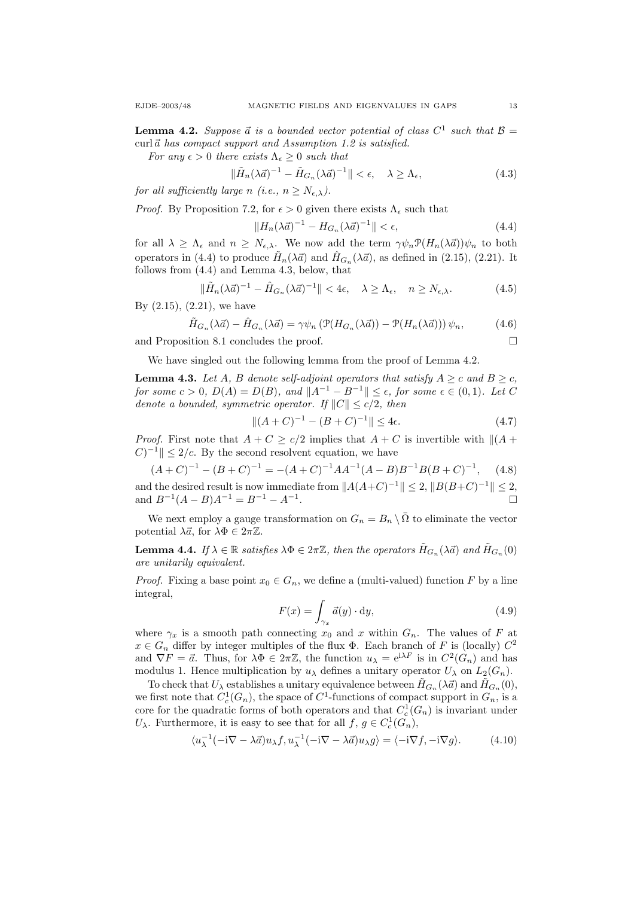**Lemma 4.2.** *Suppose $\vec{a}$ is a bounded vector potential of class $C^1$ such that $\mathcal{B} = \operatorname{curl} \vec{a}$ has compact support and Assumption 1.2 is satisfied.*

*For any $\epsilon > 0$ there exists $\Lambda_\epsilon \geq 0$ such that*

$$\|\tilde{H}_n(\lambda\vec{a})^{-1} - \tilde{H}_{G_n}(\lambda\vec{a})^{-1}\| < \epsilon, \quad \lambda \geq \Lambda_\epsilon, \tag{4.3}$$

*for all sufficiently large $n$ (i.e., $n \geq N_{\epsilon,\lambda}$).*

*Proof.* By Proposition 7.2, for $\epsilon > 0$ given there exists $\Lambda_\epsilon$ such that

$$\|H_n(\lambda\vec{a})^{-1} - H_{G_n}(\lambda\vec{a})^{-1}\| < \epsilon, \tag{4.4}$$

for all $\lambda \geq \Lambda_\epsilon$ and $n \geq N_{\epsilon,\lambda}$. We now add the term $\gamma\psi_n \mathcal{P}(H_n(\lambda\vec{a}))\psi_n$ to both operators in (4.4) to produce $\tilde{H}_n(\lambda\vec{a})$ and $\hat{H}_{G_n}(\lambda\vec{a})$, as defined in (2.15), (2.21). It follows from (4.4) and Lemma 4.3, below, that

$$\|\tilde{H}_n(\lambda\vec{a})^{-1} - \hat{H}_{G_n}(\lambda\vec{a})^{-1}\| < 4\epsilon, \quad \lambda \geq \Lambda_\epsilon, \quad n \geq N_{\epsilon,\lambda}. \tag{4.5}$$

By (2.15), (2.21), we have

$$\tilde{H}_{G_n}(\lambda\vec{a}) - \hat{H}_{G_n}(\lambda\vec{a}) = \gamma\psi_n\left(\mathcal{P}(H_{G_n}(\lambda\vec{a})) - \mathcal{P}(H_n(\lambda\vec{a}))\right)\psi_n, \tag{4.6}$$

and Proposition 8.1 concludes the proof. $\square$

We have singled out the following lemma from the proof of Lemma 4.2.

**Lemma 4.3.** *Let $A$, $B$ denote self-adjoint operators that satisfy $A \geq c$ and $B \geq c$, for some $c > 0$, $D(A) = D(B)$, and $\|A^{-1} - B^{-1}\| \leq \epsilon$, for some $\epsilon \in (0,1)$. Let $C$ denote a bounded, symmetric operator. If $\|C\| \leq c/2$, then*

$$\|(A+C)^{-1} - (B+C)^{-1}\| \leq 4\epsilon. \tag{4.7}$$

*Proof.* First note that $A + C \geq c/2$ implies that $A + C$ is invertible with $\|(A + C)^{-1}\| \leq 2/c$. By the second resolvent equation, we have

$$(A+C)^{-1} - (B+C)^{-1} = -(A+C)^{-1}AA^{-1}(A-B)B^{-1}B(B+C)^{-1}, \tag{4.8}$$

and the desired result is now immediate from $\|A(A+C)^{-1}\| \leq 2$, $\|B(B+C)^{-1}\| \leq 2$, and $B^{-1}(A-B)A^{-1} = B^{-1} - A^{-1}$. $\square$

We next employ a gauge transformation on $G_n = B_n \setminus \bar{\Omega}$ to eliminate the vector potential $\lambda\vec{a}$, for $\lambda\Phi \in 2\pi\mathbb{Z}$.

**Lemma 4.4.** *If $\lambda \in \mathbb{R}$ satisfies $\lambda\Phi \in 2\pi\mathbb{Z}$, then the operators $\tilde{H}_{G_n}(\lambda\vec{a})$ and $\tilde{H}_{G_n}(0)$ are unitarily equivalent.*

*Proof.* Fixing a base point $x_0 \in G_n$, we define a (multi-valued) function $F$ by a line integral,

$$F(x) = \int_{\gamma_x} \vec{a}(y) \cdot \mathrm{d}y, \tag{4.9}$$

where $\gamma_x$ is a smooth path connecting $x_0$ and $x$ within $G_n$. The values of $F$ at $x \in G_n$ differ by integer multiples of the flux $\Phi$. Each branch of $F$ is (locally) $C^2$ and $\nabla F = \vec{a}$. Thus, for $\lambda\Phi \in 2\pi\mathbb{Z}$, the function $u_\lambda = \mathrm{e}^{\mathrm{i}\lambda F}$ is in $C^2(G_n)$ and has modulus 1. Hence multiplication by $u_\lambda$ defines a unitary operator $U_\lambda$ on $L_2(G_n)$.

To check that $U_\lambda$ establishes a unitary equivalence between $\tilde{H}_{G_n}(\lambda\vec{a})$ and $\tilde{H}_{G_n}(0)$, we first note that $C_c^1(G_n)$, the space of $C^1$-functions of compact support in $G_n$, is a core for the quadratic forms of both operators and that $C_c^1(G_n)$ is invariant under $U_\lambda$. Furthermore, it is easy to see that for all $f$, $g \in C_c^1(G_n)$,

$$\langle u_\lambda^{-1}(-\mathrm{i}\nabla - \lambda\vec{a})u_\lambda f, u_\lambda^{-1}(-\mathrm{i}\nabla - \lambda\vec{a})u_\lambda g\rangle = \langle -\mathrm{i}\nabla f, -\mathrm{i}\nabla g\rangle. \tag{4.10}$$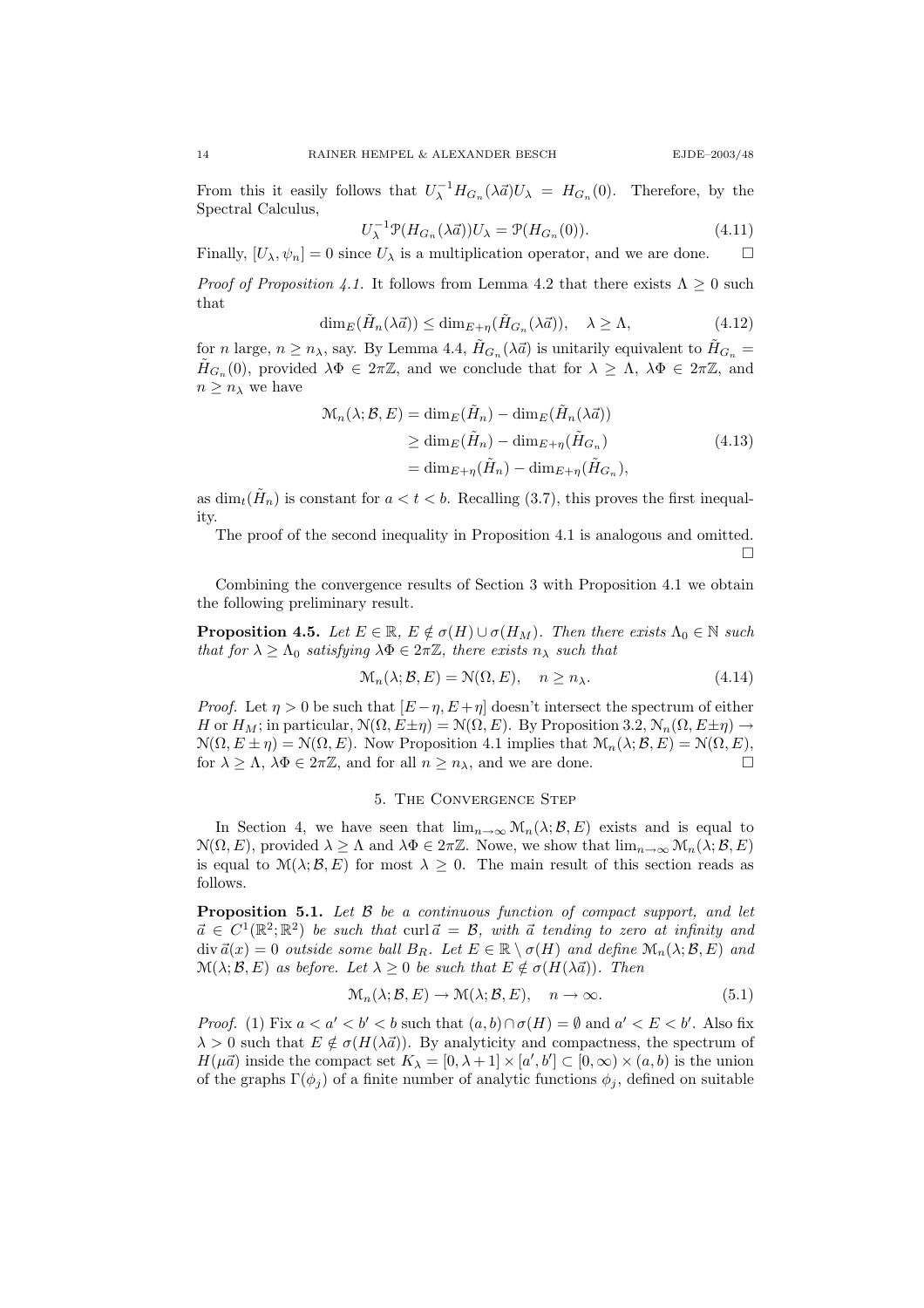From this it easily follows that $U_\lambda^{-1} H_{G_n}(\lambda\vec{a}) U_\lambda = H_{G_n}(0)$. Therefore, by the Spectral Calculus,

$$U_\lambda^{-1} \mathcal{P}(H_{G_n}(\lambda\vec{a})) U_\lambda = \mathcal{P}(H_{G_n}(0)). \tag{4.11}$$

Finally, $[U_\lambda, \psi_n] = 0$ since $U_\lambda$ is a multiplication operator, and we are done. $\square$

*Proof of Proposition 4.1.* It follows from Lemma 4.2 that there exists $\Lambda \geq 0$ such that

$$\dim_E(\tilde{H}_n(\lambda\vec{a})) \leq \dim_{E+\eta}(\tilde{H}_{G_n}(\lambda\vec{a})), \quad \lambda \geq \Lambda, \tag{4.12}$$

for $n$ large, $n \geq n_\lambda$, say. By Lemma 4.4, $\tilde{H}_{G_n}(\lambda\vec{a})$ is unitarily equivalent to $\tilde{H}_{G_n} = \tilde{H}_{G_n}(0)$, provided $\lambda\Phi \in 2\pi\mathbb{Z}$, and we conclude that for $\lambda \geq \Lambda$, $\lambda\Phi \in 2\pi\mathbb{Z}$, and $n \geq n_\lambda$ we have

$$\begin{aligned}
\mathcal{M}_n(\lambda; \mathcal{B}, E) &= \dim_E(\tilde{H}_n) - \dim_E(\tilde{H}_n(\lambda\vec{a})) \\
&\geq \dim_E(\tilde{H}_n) - \dim_{E+\eta}(\tilde{H}_{G_n}) \\
&= \dim_{E+\eta}(\tilde{H}_n) - \dim_{E+\eta}(\tilde{H}_{G_n}),
\end{aligned} \tag{4.13}$$

as $\dim_t(\tilde{H}_n)$ is constant for $a < t < b$. Recalling (3.7), this proves the first inequality.

The proof of the second inequality in Proposition 4.1 is analogous and omitted. $\square$

Combining the convergence results of Section 3 with Proposition 4.1 we obtain the following preliminary result.

**Proposition 4.5.** *Let $E \in \mathbb{R}$, $E \notin \sigma(H) \cup \sigma(H_M)$. Then there exists $\Lambda_0 \in \mathbb{N}$ such that for $\lambda \geq \Lambda_0$ satisfying $\lambda\Phi \in 2\pi\mathbb{Z}$, there exists $n_\lambda$ such that*

$$\mathcal{M}_n(\lambda; \mathcal{B}, E) = \mathcal{N}(\Omega, E), \quad n \geq n_\lambda. \tag{4.14}$$

*Proof.* Let $\eta > 0$ be such that $[E-\eta, E+\eta]$ doesn't intersect the spectrum of either $H$ or $H_M$; in particular, $\mathcal{N}(\Omega, E\pm\eta) = \mathcal{N}(\Omega, E)$. By Proposition 3.2, $\mathcal{N}_n(\Omega, E\pm\eta) \to \mathcal{N}(\Omega, E \pm \eta) = \mathcal{N}(\Omega, E)$. Now Proposition 4.1 implies that $\mathcal{M}_n(\lambda; \mathcal{B}, E) = \mathcal{N}(\Omega, E)$, for $\lambda \geq \Lambda$, $\lambda\Phi \in 2\pi\mathbb{Z}$, and for all $n \geq n_\lambda$, and we are done. $\square$

## 5. The Convergence Step

In Section 4, we have seen that $\lim_{n\to\infty} \mathcal{M}_n(\lambda; \mathcal{B}, E)$ exists and is equal to $\mathcal{N}(\Omega, E)$, provided $\lambda \geq \Lambda$ and $\lambda\Phi \in 2\pi\mathbb{Z}$. Nowe, we show that $\lim_{n\to\infty} \mathcal{M}_n(\lambda; \mathcal{B}, E)$ is equal to $\mathcal{M}(\lambda; \mathcal{B}, E)$ for most $\lambda \geq 0$. The main result of this section reads as follows.

**Proposition 5.1.** *Let $\mathcal{B}$ be a continuous function of compact support, and let $\vec{a} \in C^1(\mathbb{R}^2; \mathbb{R}^2)$ be such that $\operatorname{curl} \vec{a} = \mathcal{B}$, with $\vec{a}$ tending to zero at infinity and $\operatorname{div} \vec{a}(x) = 0$ outside some ball $B_R$. Let $E \in \mathbb{R} \setminus \sigma(H)$ and define $\mathcal{M}_n(\lambda; \mathcal{B}, E)$ and $\mathcal{M}(\lambda; \mathcal{B}, E)$ as before. Let $\lambda \geq 0$ be such that $E \notin \sigma(H(\lambda\vec{a}))$. Then*

$$\mathcal{M}_n(\lambda; \mathcal{B}, E) \to \mathcal{M}(\lambda; \mathcal{B}, E), \quad n \to \infty. \tag{5.1}$$

*Proof.* (1) Fix $a < a' < b' < b$ such that $(a, b) \cap \sigma(H) = \emptyset$ and $a' < E < b'$. Also fix $\lambda > 0$ such that $E \notin \sigma(H(\lambda\vec{a}))$. By analyticity and compactness, the spectrum of $H(\mu\vec{a})$ inside the compact set $K_\lambda = [0, \lambda + 1] \times [a', b'] \subset [0, \infty) \times (a, b)$ is the union of the graphs $\Gamma(\phi_j)$ of a finite number of analytic functions $\phi_j$, defined on suitable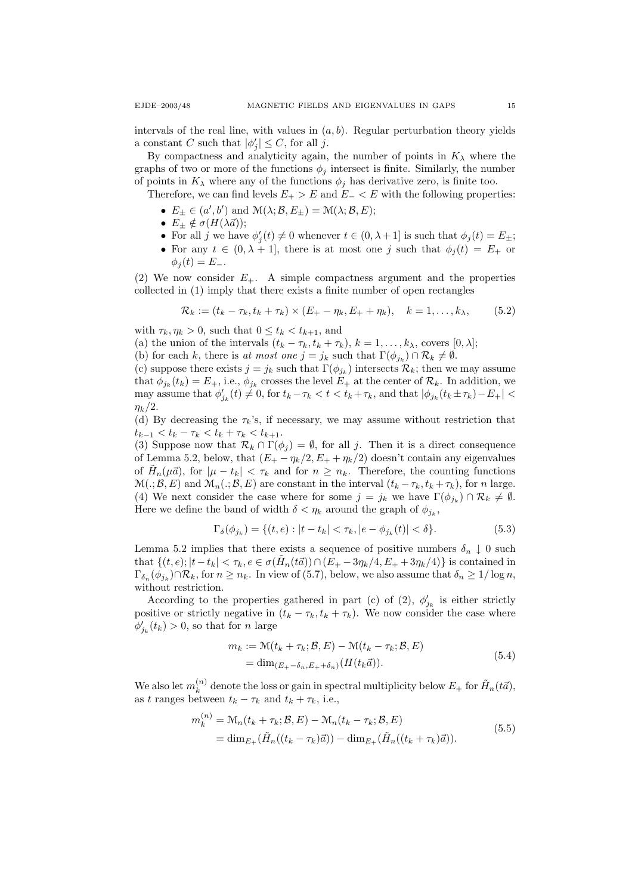intervals of the real line, with values in $(a,b)$. Regular perturbation theory yields a constant $C$ such that $|\phi_j'| \le C$, for all $j$.

By compactness and analyticity again, the number of points in $K_\lambda$ where the graphs of two or more of the functions $\phi_j$ intersect is finite. Similarly, the number of points in $K_\lambda$ where any of the functions $\phi_j$ has derivative zero, is finite too.

Therefore, we can find levels $E_+ > E$ and $E_- < E$ with the following properties:

- $E_\pm \in (a', b')$ and $\mathcal{M}(\lambda; \mathcal{B}, E_\pm) = \mathcal{M}(\lambda; \mathcal{B}, E)$;
- $E_\pm \notin \sigma(H(\lambda\vec{a}))$;
- For all $j$ we have $\phi_j'(t) \neq 0$ whenever $t \in (0, \lambda+1]$ is such that $\phi_j(t) = E_\pm$;
- For any $t \in (0, \lambda+1]$, there is at most one $j$ such that $\phi_j(t) = E_+$ or $\phi_j(t) = E_-$.

(2) We now consider $E_+$. A simple compactness argument and the properties collected in (1) imply that there exists a finite number of open rectangles

$$\mathcal{R}_k := (t_k - \tau_k, t_k + \tau_k) \times (E_+ - \eta_k, E_+ + \eta_k), \quad k = 1, \dots, k_\lambda, \tag{5.2}$$

with $\tau_k, \eta_k > 0$, such that $0 \le t_k < t_{k+1}$, and

(a) the union of the intervals $(t_k - \tau_k, t_k + \tau_k)$, $k = 1, \dots, k_\lambda$, covers $[0, \lambda]$;

(b) for each $k$, there is *at most one* $j = j_k$ such that $\Gamma(\phi_{j_k}) \cap \mathcal{R}_k \neq \emptyset$.

(c) suppose there exists $j = j_k$ such that $\Gamma(\phi_{j_k})$ intersects $\mathcal{R}_k$; then we may assume that $\phi_{j_k}(t_k) = E_+$, i.e., $\phi_{j_k}$ crosses the level $E_+$ at the center of $\mathcal{R}_k$. In addition, we may assume that $\phi_{j_k}'(t) \neq 0$, for $t_k - \tau_k < t < t_k + \tau_k$, and that $|\phi_{j_k}(t_k \pm \tau_k) - E_+| < \eta_k/2$.

(d) By decreasing the $\tau_k$'s, if necessary, we may assume without restriction that $t_{k-1} < t_k - \tau_k < t_k + \tau_k < t_{k+1}$.

(3) Suppose now that $\mathcal{R}_k \cap \Gamma(\phi_j) = \emptyset$, for all $j$. Then it is a direct consequence of Lemma 5.2, below, that $(E_+ - \eta_k/2, E_+ + \eta_k/2)$ doesn't contain any eigenvalues of $\tilde{H}_n(\mu\vec{a})$, for $|\mu - t_k| < \tau_k$ and for $n \ge n_k$. Therefore, the counting functions $\mathcal{M}(.; \mathcal{B}, E)$ and $\mathcal{M}_n(.; \mathcal{B}, E)$ are constant in the interval $(t_k - \tau_k, t_k + \tau_k)$, for $n$ large.

(4) We next consider the case where for some $j = j_k$ we have $\Gamma(\phi_{j_k}) \cap \mathcal{R}_k \neq \emptyset$. Here we define the band of width $\delta < \eta_k$ around the graph of $\phi_{j_k}$,

$$\Gamma_\delta(\phi_{j_k}) = \{(t, e) : |t - t_k| < \tau_k, |e - \phi_{j_k}(t)| < \delta\}. \tag{5.3}$$

Lemma 5.2 implies that there exists a sequence of positive numbers $\delta_n \downarrow 0$ such that $\{(t, e); |t - t_k| < \tau_k, e \in \sigma(\tilde{H}_n(t\vec{a})) \cap (E_+ - 3\eta_k/4, E_+ + 3\eta_k/4)\}$ is contained in $\Gamma_{\delta_n}(\phi_{j_k}) \cap \mathcal{R}_k$, for $n \ge n_k$. In view of (5.7), below, we also assume that $\delta_n \ge 1/\log n$, without restriction.

According to the properties gathered in part (c) of (2), $\phi_{j_k}'$ is either strictly positive or strictly negative in $(t_k - \tau_k, t_k + \tau_k)$. We now consider the case where $\phi_{j_k}'(t_k) > 0$, so that for $n$ large

$$\begin{aligned} m_k &:= \mathcal{M}(t_k + \tau_k; \mathcal{B}, E) - \mathcal{M}(t_k - \tau_k; \mathcal{B}, E) \\ &= \dim_{(E_+ - \delta_n, E_+ + \delta_n)}(H(t_k\vec{a})). \end{aligned} \tag{5.4}$$

We also let $m_k^{(n)}$ denote the loss or gain in spectral multiplicity below $E_+$ for $\tilde{H}_n(t\vec{a})$, as $t$ ranges between $t_k - \tau_k$ and $t_k + \tau_k$, i.e.,

$$\begin{aligned} m_k^{(n)} &= \mathcal{M}_n(t_k + \tau_k; \mathcal{B}, E) - \mathcal{M}_n(t_k - \tau_k; \mathcal{B}, E) \\ &= \dim_{E_+}(\tilde{H}_n((t_k - \tau_k)\vec{a})) - \dim_{E_+}(\tilde{H}_n((t_k + \tau_k)\vec{a})). \end{aligned} \tag{5.5}$$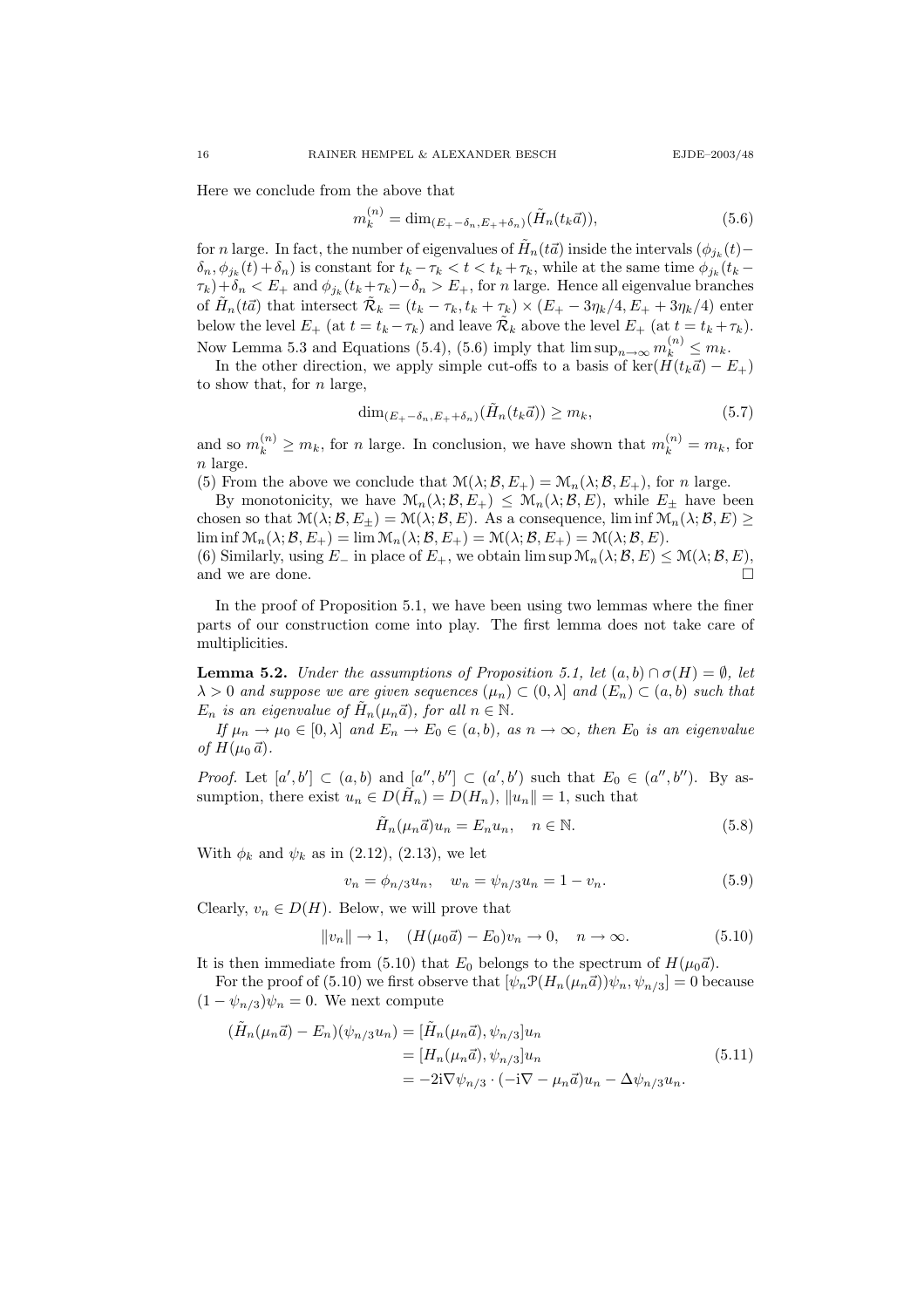Here we conclude from the above that

$$m_k^{(n)} = \dim_{(E_+-\delta_n, E_++\delta_n)}(\tilde{H}_n(t_k\vec{a})), \tag{5.6}$$

for $n$ large. In fact, the number of eigenvalues of $\tilde{H}_n(t\vec{a})$ inside the intervals $(\phi_{j_k}(t)-\delta_n, \phi_{j_k}(t)+\delta_n)$ is constant for $t_k-\tau_k < t < t_k+\tau_k$, while at the same time $\phi_{j_k}(t_k-\tau_k)+\delta_n < E_+$ and $\phi_{j_k}(t_k+\tau_k)-\delta_n > E_+$, for $n$ large. Hence all eigenvalue branches of $\tilde{H}_n(t\vec{a})$ that intersect $\tilde{\mathcal{R}}_k = (t_k-\tau_k, t_k+\tau_k) \times (E_+ - 3\eta_k/4, E_+ + 3\eta_k/4)$ enter below the level $E_+$ (at $t = t_k-\tau_k$) and leave $\tilde{\mathcal{R}}_k$ above the level $E_+$ (at $t = t_k+\tau_k$). Now Lemma 5.3 and Equations (5.4), (5.6) imply that $\limsup_{n\to\infty} m_k^{(n)} \le m_k$.

In the other direction, we apply simple cut-offs to a basis of $\ker(H(t_k\vec{a}) - E_+)$ to show that, for $n$ large,

$$\dim_{(E_+-\delta_n, E_++\delta_n)}(\tilde{H}_n(t_k\vec{a})) \ge m_k, \tag{5.7}$$

and so $m_k^{(n)} \ge m_k$, for $n$ large. In conclusion, we have shown that $m_k^{(n)} = m_k$, for $n$ large.

(5) From the above we conclude that $\mathcal{M}(\lambda; \mathcal{B}, E_+) = \mathcal{M}_n(\lambda; \mathcal{B}, E_+)$, for $n$ large.

By monotonicity, we have $\mathcal{M}_n(\lambda; \mathcal{B}, E_+) \le \mathcal{M}_n(\lambda; \mathcal{B}, E)$, while $E_\pm$ have been chosen so that $\mathcal{M}(\lambda; \mathcal{B}, E_\pm) = \mathcal{M}(\lambda; \mathcal{B}, E)$. As a consequence, $\liminf \mathcal{M}_n(\lambda; \mathcal{B}, E) \ge \liminf \mathcal{M}_n(\lambda; \mathcal{B}, E_+) = \lim \mathcal{M}_n(\lambda; \mathcal{B}, E_+) = \mathcal{M}(\lambda; \mathcal{B}, E_+) = \mathcal{M}(\lambda; \mathcal{B}, E)$.

(6) Similarly, using $E_-$ in place of $E_+$, we obtain $\limsup \mathcal{M}_n(\lambda; \mathcal{B}, E) \le \mathcal{M}(\lambda; \mathcal{B}, E)$, and we are done. $\square$

In the proof of Proposition 5.1, we have been using two lemmas where the finer parts of our construction come into play. The first lemma does not take care of multiplicities.

**Lemma 5.2.** *Under the assumptions of Proposition 5.1, let $(a,b) \cap \sigma(H) = \emptyset$, let $\lambda > 0$ and suppose we are given sequences $(\mu_n) \subset (0, \lambda]$ and $(E_n) \subset (a,b)$ such that $E_n$ is an eigenvalue of $\tilde{H}_n(\mu_n\vec{a})$, for all $n \in \mathbb{N}$.*

*If $\mu_n \to \mu_0 \in [0,\lambda]$ and $E_n \to E_0 \in (a,b)$, as $n \to \infty$, then $E_0$ is an eigenvalue of $H(\mu_0\,\vec{a})$.*

*Proof.* Let $[a', b'] \subset (a,b)$ and $[a'', b''] \subset (a', b')$ such that $E_0 \in (a'', b'')$. By assumption, there exist $u_n \in D(\tilde{H}_n) = D(H_n)$, $\|u_n\| = 1$, such that

$$\tilde{H}_n(\mu_n\vec{a})u_n = E_n u_n, \quad n \in \mathbb{N}. \tag{5.8}$$

With $\phi_k$ and $\psi_k$ as in (2.12), (2.13), we let

$$v_n = \phi_{n/3}u_n, \quad w_n = \psi_{n/3}u_n = 1 - v_n. \tag{5.9}$$

Clearly, $v_n \in D(H)$. Below, we will prove that

$$\|v_n\| \to 1, \quad (H(\mu_0\vec{a}) - E_0)v_n \to 0, \quad n \to \infty. \tag{5.10}$$

It is then immediate from (5.10) that $E_0$ belongs to the spectrum of $H(\mu_0\vec{a})$.

For the proof of (5.10) we first observe that $[\psi_n \mathcal{P}(H_n(\mu_n\vec{a}))\psi_n, \psi_{n/3}] = 0$ because $(1-\psi_{n/3})\psi_n = 0$. We next compute

$$\begin{aligned}
(\tilde{H}_n(\mu_n\vec{a}) - E_n)(\psi_{n/3}u_n) &= [\tilde{H}_n(\mu_n\vec{a}), \psi_{n/3}]u_n \\
&= [H_n(\mu_n\vec{a}), \psi_{n/3}]u_n \\
&= -2\mathrm{i}\nabla\psi_{n/3} \cdot (-\mathrm{i}\nabla - \mu_n\vec{a})u_n - \Delta\psi_{n/3}u_n.
\end{aligned} \tag{5.11}$$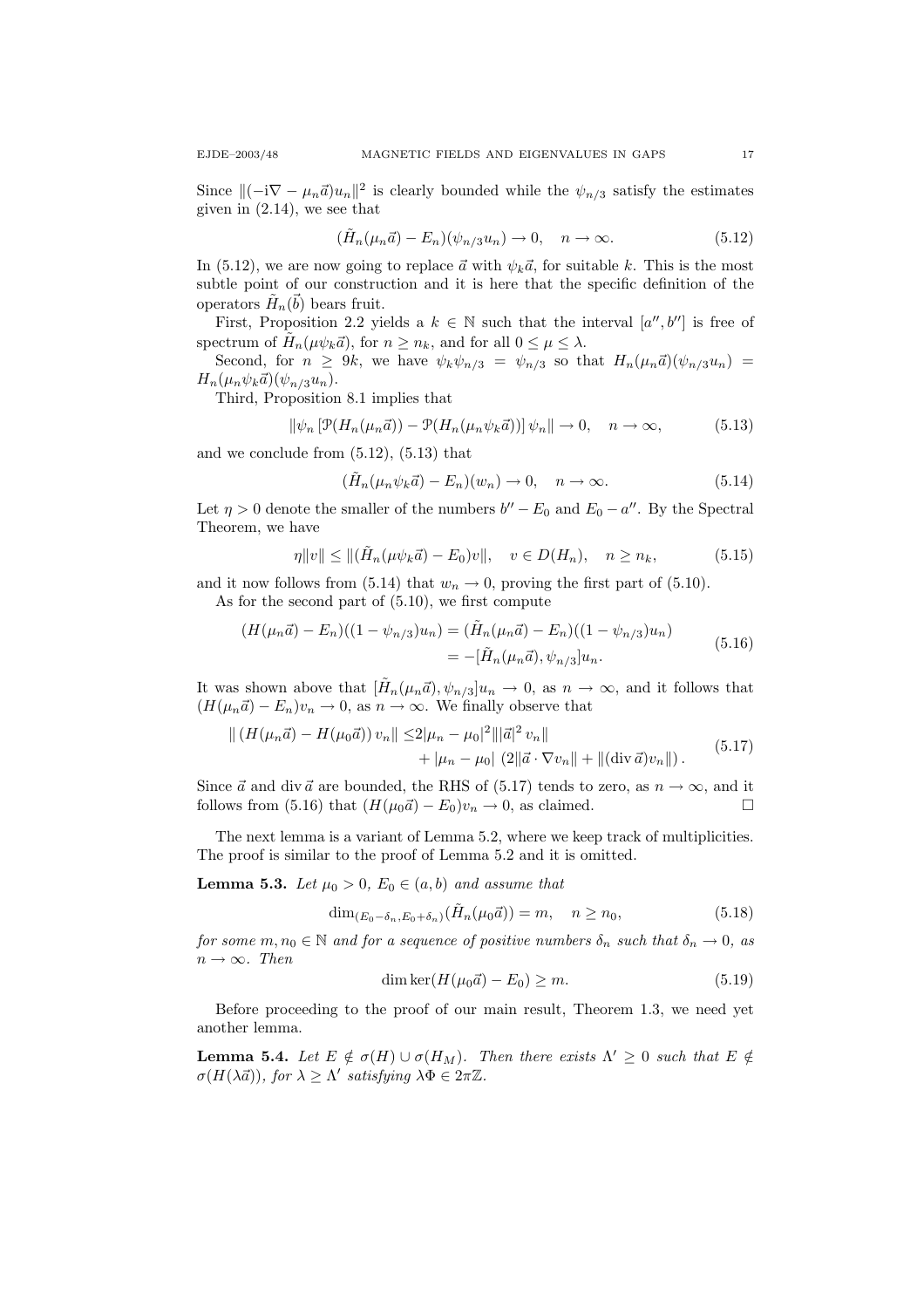Since $\|(-\mathrm{i}\nabla - \mu_n\vec{a})u_n\|^2$ is clearly bounded while the $\psi_{n/3}$ satisfy the estimates given in (2.14), we see that

$$(\tilde{H}_n(\mu_n\vec{a}) - E_n)(\psi_{n/3}u_n) \to 0, \quad n \to \infty. \tag{5.12}$$

In (5.12), we are now going to replace $\vec{a}$ with $\psi_k\vec{a}$, for suitable $k$. This is the most subtle point of our construction and it is here that the specific definition of the operators $\tilde{H}_n(\vec{b})$ bears fruit.

First, Proposition 2.2 yields a $k \in \mathbb{N}$ such that the interval $[a'', b'']$ is free of spectrum of $\tilde{H}_n(\mu\psi_k\vec{a})$, for $n \geq n_k$, and for all $0 \leq \mu \leq \lambda$.

Second, for $n \geq 9k$, we have $\psi_k\psi_{n/3} = \psi_{n/3}$ so that $H_n(\mu_n\vec{a})(\psi_{n/3}u_n) = H_n(\mu_n\psi_k\vec{a})(\psi_{n/3}u_n)$.

Third, Proposition 8.1 implies that

$$\|\psi_n\left[\mathcal{P}(H_n(\mu_n\vec{a})) - \mathcal{P}(H_n(\mu_n\psi_k\vec{a}))\right]\psi_n\| \to 0, \quad n \to \infty, \tag{5.13}$$

and we conclude from (5.12), (5.13) that

$$(\tilde{H}_n(\mu_n\psi_k\vec{a}) - E_n)(w_n) \to 0, \quad n \to \infty. \tag{5.14}$$

Let $\eta > 0$ denote the smaller of the numbers $b'' - E_0$ and $E_0 - a''$. By the Spectral Theorem, we have

$$\eta\|v\| \leq \|(\tilde{H}_n(\mu\psi_k\vec{a}) - E_0)v\|, \quad v \in D(H_n), \quad n \geq n_k, \tag{5.15}$$

and it now follows from (5.14) that $w_n \to 0$, proving the first part of (5.10).

As for the second part of (5.10), we first compute

$$\begin{aligned}(H(\mu_n\vec{a}) - E_n)((1 - \psi_{n/3})u_n) &= (\tilde{H}_n(\mu_n\vec{a}) - E_n)((1 - \psi_{n/3})u_n) \\ &= -[\tilde{H}_n(\mu_n\vec{a}), \psi_{n/3}]u_n.\end{aligned} \tag{5.16}$$

It was shown above that $[\tilde{H}_n(\mu_n\vec{a}), \psi_{n/3}]u_n \to 0$, as $n \to \infty$, and it follows that $(H(\mu_n\vec{a}) - E_n)v_n \to 0$, as $n \to \infty$. We finally observe that

$$\begin{aligned}\|\left(H(\mu_n\vec{a}) - H(\mu_0\vec{a})\right)v_n\| \leq& 2|\mu_n - \mu_0|^2\||\vec{a}|^2\, v_n\| \\ &+ |\mu_n - \mu_0|\,\left(2\|\vec{a}\cdot\nabla v_n\| + \|(\operatorname{div}\vec{a})v_n\|\right).\end{aligned} \tag{5.17}$$

Since $\vec{a}$ and $\operatorname{div}\vec{a}$ are bounded, the RHS of (5.17) tends to zero, as $n \to \infty$, and it follows from (5.16) that $(H(\mu_0\vec{a}) - E_0)v_n \to 0$, as claimed. $\square$

The next lemma is a variant of Lemma 5.2, where we keep track of multiplicities. The proof is similar to the proof of Lemma 5.2 and it is omitted.

**Lemma 5.3.** *Let $\mu_0 > 0$, $E_0 \in (a, b)$ and assume that*

$$\dim_{(E_0-\delta_n, E_0+\delta_n)}(\tilde{H}_n(\mu_0\vec{a})) = m, \quad n \geq n_0, \tag{5.18}$$

*for some $m, n_0 \in \mathbb{N}$ and for a sequence of positive numbers $\delta_n$ such that $\delta_n \to 0$, as $n \to \infty$. Then*

$$\dim\ker(H(\mu_0\vec{a}) - E_0) \geq m. \tag{5.19}$$

Before proceeding to the proof of our main result, Theorem 1.3, we need yet another lemma.

**Lemma 5.4.** *Let $E \notin \sigma(H) \cup \sigma(H_M)$. Then there exists $\Lambda' \geq 0$ such that $E \notin \sigma(H(\lambda\vec{a}))$, for $\lambda \geq \Lambda'$ satisfying $\lambda\Phi \in 2\pi\mathbb{Z}$.*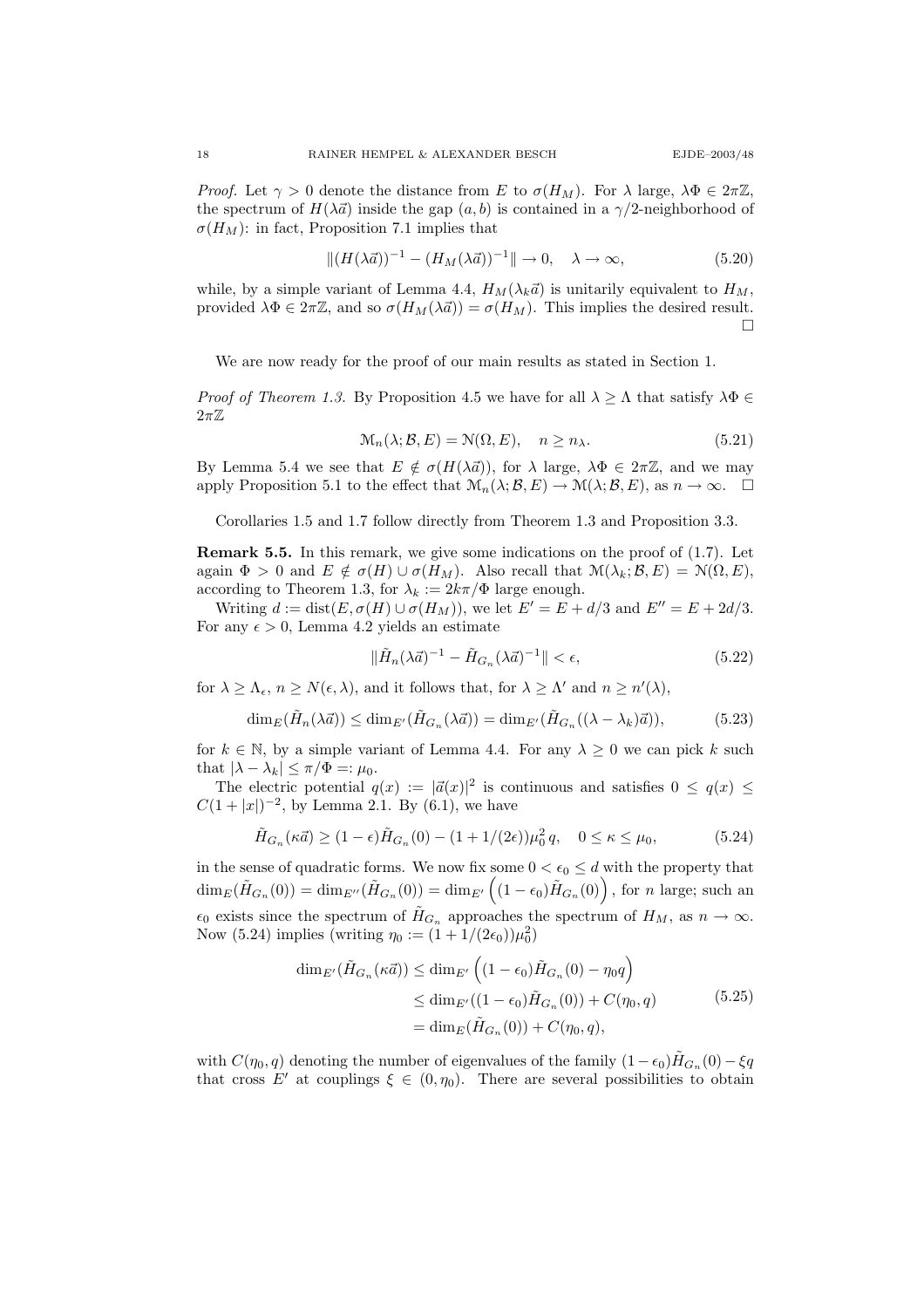*Proof.* Let $\gamma > 0$ denote the distance from $E$ to $\sigma(H_M)$. For $\lambda$ large, $\lambda\Phi \in 2\pi\mathbb{Z}$, the spectrum of $H(\lambda\vec{a})$ inside the gap $(a,b)$ is contained in a $\gamma/2$-neighborhood of $\sigma(H_M)$: in fact, Proposition 7.1 implies that

$$\|(H(\lambda\vec{a}))^{-1} - (H_M(\lambda\vec{a}))^{-1}\| \to 0, \quad \lambda \to \infty, \tag{5.20}$$

while, by a simple variant of Lemma 4.4, $H_M(\lambda_k\vec{a})$ is unitarily equivalent to $H_M$, provided $\lambda\Phi \in 2\pi\mathbb{Z}$, and so $\sigma(H_M(\lambda\vec{a})) = \sigma(H_M)$. This implies the desired result. $\square$

We are now ready for the proof of our main results as stated in Section 1.

*Proof of Theorem 1.3.* By Proposition 4.5 we have for all $\lambda \geq \Lambda$ that satisfy $\lambda\Phi \in 2\pi\mathbb{Z}$

$$\mathcal{M}_n(\lambda; \mathcal{B}, E) = \mathcal{N}(\Omega, E), \quad n \geq n_\lambda. \tag{5.21}$$

By Lemma 5.4 we see that $E \notin \sigma(H(\lambda\vec{a}))$, for $\lambda$ large, $\lambda\Phi \in 2\pi\mathbb{Z}$, and we may apply Proposition 5.1 to the effect that $\mathcal{M}_n(\lambda; \mathcal{B}, E) \to \mathcal{M}(\lambda; \mathcal{B}, E)$, as $n \to \infty$. $\square$

Corollaries 1.5 and 1.7 follow directly from Theorem 1.3 and Proposition 3.3.

**Remark 5.5.** In this remark, we give some indications on the proof of (1.7). Let again $\Phi > 0$ and $E \notin \sigma(H) \cup \sigma(H_M)$. Also recall that $\mathcal{M}(\lambda_k; \mathcal{B}, E) = \mathcal{N}(\Omega, E)$, according to Theorem 1.3, for $\lambda_k := 2k\pi/\Phi$ large enough.

Writing $d := \mathrm{dist}(E, \sigma(H) \cup \sigma(H_M))$, we let $E' = E + d/3$ and $E'' = E + 2d/3$. For any $\epsilon > 0$, Lemma 4.2 yields an estimate

$$\|\tilde{H}_n(\lambda\vec{a})^{-1} - \tilde{H}_{G_n}(\lambda\vec{a})^{-1}\| < \epsilon, \tag{5.22}$$

for $\lambda \geq \Lambda_\epsilon$, $n \geq N(\epsilon, \lambda)$, and it follows that, for $\lambda \geq \Lambda'$ and $n \geq n'(\lambda)$,

$$\dim_E(\tilde{H}_n(\lambda\vec{a})) \leq \dim_{E'}(\tilde{H}_{G_n}(\lambda\vec{a})) = \dim_{E'}(\tilde{H}_{G_n}((\lambda - \lambda_k)\vec{a})), \tag{5.23}$$

for $k \in \mathbb{N}$, by a simple variant of Lemma 4.4. For any $\lambda \geq 0$ we can pick $k$ such that $|\lambda - \lambda_k| \leq \pi/\Phi =: \mu_0$.

The electric potential $q(x) := |\vec{a}(x)|^2$ is continuous and satisfies $0 \leq q(x) \leq C(1+|x|)^{-2}$, by Lemma 2.1. By (6.1), we have

$$\tilde{H}_{G_n}(\kappa\vec{a}) \geq (1-\epsilon)\tilde{H}_{G_n}(0) - (1 + 1/(2\epsilon))\mu_0^2\, q, \quad 0 \leq \kappa \leq \mu_0, \tag{5.24}$$

in the sense of quadratic forms. We now fix some $0 < \epsilon_0 \leq d$ with the property that $\dim_E(\tilde{H}_{G_n}(0)) = \dim_{E''}(\tilde{H}_{G_n}(0)) = \dim_{E'}\left((1-\epsilon_0)\tilde{H}_{G_n}(0)\right)$, for $n$ large; such an $\epsilon_0$ exists since the spectrum of $\tilde{H}_{G_n}$ approaches the spectrum of $H_M$, as $n \to \infty$. Now (5.24) implies (writing $\eta_0 := (1 + 1/(2\epsilon_0))\mu_0^2$)

$$\begin{aligned} \dim_{E'}(\tilde{H}_{G_n}(\kappa\vec{a})) &\leq \dim_{E'}\left((1-\epsilon_0)\tilde{H}_{G_n}(0) - \eta_0 q\right) \\ &\leq \dim_{E'}((1-\epsilon_0)\tilde{H}_{G_n}(0)) + C(\eta_0, q) \\ &= \dim_E(\tilde{H}_{G_n}(0)) + C(\eta_0, q), \end{aligned} \tag{5.25}$$

with $C(\eta_0, q)$ denoting the number of eigenvalues of the family $(1-\epsilon_0)\tilde{H}_{G_n}(0) - \xi q$ that cross $E'$ at couplings $\xi \in (0, \eta_0)$. There are several possibilities to obtain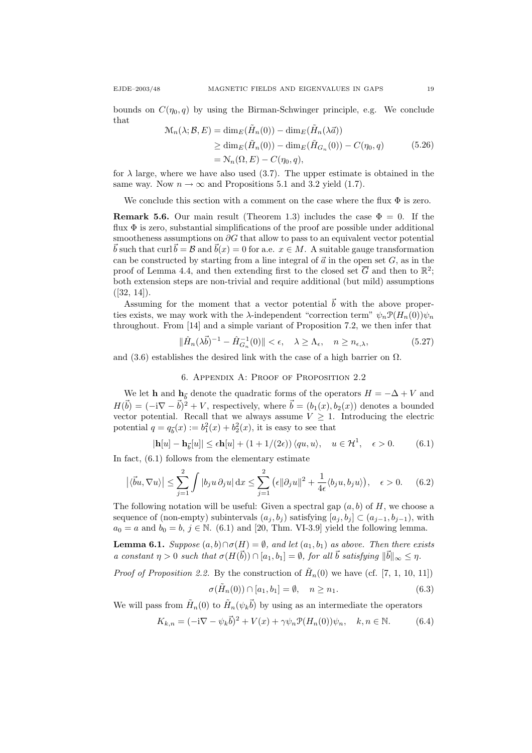bounds on $C(\eta_0, q)$ by using the Birman-Schwinger principle, e.g. We conclude that

$$\begin{aligned}
\mathcal{M}_n(\lambda; \mathcal{B}, E) &= \dim_E(\tilde{H}_n(0)) - \dim_E(\tilde{H}_n(\lambda \vec{a})) \\
&\geq \dim_E(\tilde{H}_n(0)) - \dim_E(\tilde{H}_{G_n}(0)) - C(\eta_0, q) \\
&= \mathcal{N}_n(\Omega, E) - C(\eta_0, q),
\end{aligned} \tag{5.26}$$

for $\lambda$ large, where we have also used (3.7). The upper estimate is obtained in the same way. Now $n \to \infty$ and Propositions 5.1 and 3.2 yield (1.7).

We conclude this section with a comment on the case where the flux $\Phi$ is zero.

**Remark 5.6.** Our main result (Theorem 1.3) includes the case $\Phi = 0$. If the flux $\Phi$ is zero, substantial simplifications of the proof are possible under additional smoothness assumptions on $\partial G$ that allow to pass to an equivalent vector potential $\vec{b}$ such that $\operatorname{curl} \vec{b} = \mathcal{B}$ and $\vec{b}(x) = 0$ for a.e. $x \in M$. A suitable gauge transformation can be constructed by starting from a line integral of $\vec{a}$ in the open set $G$, as in the proof of Lemma 4.4, and then extending first to the closed set $\overline{G}$ and then to $\mathbb{R}^2$; both extension steps are non-trivial and require additional (but mild) assumptions ([32, 14]).

Assuming for the moment that a vector potential $\vec{b}$ with the above properties exists, we may work with the $\lambda$-independent "correction term" $\psi_n \mathcal{P}(H_n(0))\psi_n$ throughout. From [14] and a simple variant of Proposition 7.2, we then infer that

$$\|\hat{H}_n(\lambda \vec{b})^{-1} - \hat{H}_{G_n}^{-1}(0)\| < \epsilon, \quad \lambda \geq \Lambda_\epsilon, \quad n \geq n_{\epsilon,\lambda}, \tag{5.27}$$

and (3.6) establishes the desired link with the case of a high barrier on $\Omega$.

## 6. Appendix A: Proof of Proposition 2.2

We let $\mathbf{h}$ and $\mathbf{h}_{\vec{b}}$ denote the quadratic forms of the operators $H = -\Delta + V$ and $H(\vec{b}) = (-\mathrm{i}\nabla - \vec{b})^2 + V$, respectively, where $\vec{b} = (b_1(x), b_2(x))$ denotes a bounded vector potential. Recall that we always assume $V \geq 1$. Introducing the electric potential $q = q_{\vec{b}}(x) := b_1^2(x) + b_2^2(x)$, it is easy to see that

$$|\mathbf{h}[u] - \mathbf{h}_{\vec{b}}[u]| \leq \epsilon \mathbf{h}[u] + (1 + 1/(2\epsilon)) \langle qu, u \rangle, \quad u \in \mathcal{H}^1, \quad \epsilon > 0. \tag{6.1}$$

In fact, (6.1) follows from the elementary estimate

$$\left| \langle \vec{b}u, \nabla u \rangle \right| \leq \sum_{j=1}^{2} \int |b_j u \, \partial_j u| \, \mathrm{d}x \leq \sum_{j=1}^{2} \left( \epsilon \|\partial_j u\|^2 + \frac{1}{4\epsilon} \langle b_j u, b_j u \rangle \right), \quad \epsilon > 0. \tag{6.2}$$

The following notation will be useful: Given a spectral gap $(a, b)$ of $H$, we choose a sequence of (non-empty) subintervals $(a_j, b_j)$ satisfying $[a_j, b_j] \subset (a_{j-1}, b_{j-1})$, with $a_0 = a$ and $b_0 = b$, $j \in \mathbb{N}$. (6.1) and [20, Thm. VI-3.9] yield the following lemma.

**Lemma 6.1.** *Suppose $(a, b) \cap \sigma(H) = \emptyset$, and let $(a_1, b_1)$ as above. Then there exists a constant $\eta > 0$ such that $\sigma(H(\vec{b})) \cap [a_1, b_1] = \emptyset$, for all $\vec{b}$ satisfying $\|\vec{b}\|_\infty \leq \eta$.*

*Proof of Proposition 2.2.* By the construction of $\tilde{H}_n(0)$ we have (cf. [7, 1, 10, 11])

$$\sigma(\tilde{H}_n(0)) \cap [a_1, b_1] = \emptyset, \quad n \geq n_1. \tag{6.3}$$

We will pass from $\tilde{H}_n(0)$ to $\tilde{H}_n(\psi_k \vec{b})$ by using as an intermediate the operators

$$K_{k,n} = (-\mathrm{i}\nabla - \psi_k \vec{b})^2 + V(x) + \gamma \psi_n \mathcal{P}(H_n(0)) \psi_n, \quad k, n \in \mathbb{N}. \tag{6.4}$$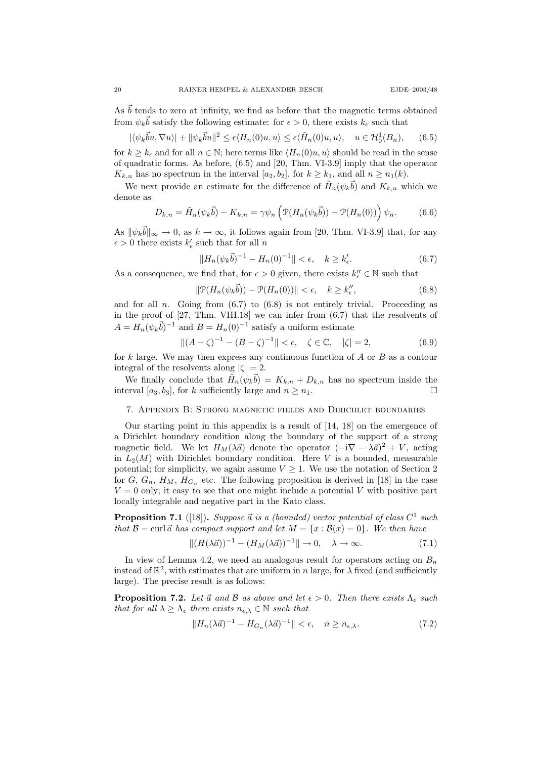As $\vec{b}$ tends to zero at infinity, we find as before that the magnetic terms obtained from $\psi_k \vec{b}$ satisfy the following estimate: for $\epsilon > 0$, there exists $k_\epsilon$ such that

$$|\langle \psi_k \vec{b} u, \nabla u\rangle| + \|\psi_k \vec{b} u\|^2 \le \epsilon \langle H_n(0)u, u\rangle \le \epsilon \langle \tilde{H}_n(0)u, u\rangle, \quad u \in \mathcal{H}_0^1(B_n), \tag{6.5}$$

for $k \ge k_\epsilon$ and for all $n \in \mathbb{N}$; here terms like $\langle H_n(0)u, u\rangle$ should be read in the sense of quadratic forms. As before, (6.5) and [20, Thm. VI-3.9] imply that the operator $K_{k,n}$ has no spectrum in the interval $[a_2, b_2]$, for $k \ge k_1$, and all $n \ge n_1(k)$.

We next provide an estimate for the difference of $\tilde{H}_n(\psi_k \vec{b})$ and $K_{k,n}$ which we denote as

$$D_{k,n} = \tilde{H}_n(\psi_k \vec{b}) - K_{k,n} = \gamma \psi_n \left( \mathcal{P}(H_n(\psi_k \vec{b})) - \mathcal{P}(H_n(0)) \right) \psi_n. \tag{6.6}$$

As $\|\psi_k \vec{b}\|_\infty \to 0$, as $k \to \infty$, it follows again from [20, Thm. VI-3.9] that, for any $\epsilon > 0$ there exists $k'_\epsilon$ such that for all $n$

$$\|H_n(\psi_k \vec{b})^{-1} - H_n(0)^{-1}\| < \epsilon, \quad k \ge k'_\epsilon. \tag{6.7}$$

As a consequence, we find that, for $\epsilon > 0$ given, there exists $k''_\epsilon \in \mathbb{N}$ such that

$$\|\mathcal{P}(H_n(\psi_k \vec{b})) - \mathcal{P}(H_n(0))\| < \epsilon, \quad k \ge k''_\epsilon, \tag{6.8}$$

and for all $n$. Going from (6.7) to (6.8) is not entirely trivial. Proceeding as in the proof of [27, Thm. VIII.18] we can infer from (6.7) that the resolvents of $A = H_n(\psi_k \vec{b})^{-1}$ and $B = H_n(0)^{-1}$ satisfy a uniform estimate

$$\|(A - \zeta)^{-1} - (B - \zeta)^{-1}\| < \epsilon, \quad \zeta \in \mathbb{C}, \quad |\zeta| = 2, \tag{6.9}$$

for $k$ large. We may then express any continuous function of $A$ or $B$ as a contour integral of the resolvents along $|\zeta| = 2$.

We finally conclude that $\tilde{H}_n(\psi_k \vec{b}) = K_{k,n} + D_{k,n}$ has no spectrum inside the interval $[a_3, b_3]$, for $k$ sufficiently large and $n \ge n_1$. □

## 7. Appendix B: Strong magnetic fields and Dirichlet boundaries

Our starting point in this appendix is a result of [14, 18] on the emergence of a Dirichlet boundary condition along the boundary of the support of a strong magnetic field. We let $H_M(\lambda \vec{a})$ denote the operator $(-\mathrm{i}\nabla - \lambda \vec{a})^2 + V$, acting in $L_2(M)$ with Dirichlet boundary condition. Here $V$ is a bounded, measurable potential; for simplicity, we again assume $V \ge 1$. We use the notation of Section 2 for $G$, $G_n$, $H_M$, $H_{G_n}$ etc. The following proposition is derived in [18] in the case $V = 0$ only; it easy to see that one might include a potential $V$ with positive part locally integrable and negative part in the Kato class.

**Proposition 7.1** ([18])**.** *Suppose $\vec{a}$ is a (bounded) vector potential of class $C^1$ such that $\mathcal{B} = \operatorname{curl} \vec{a}$ has compact support and let $M = \{x : \mathcal{B}(x) = 0\}$. We then have*

$$\|(H(\lambda \vec{a}))^{-1} - (H_M(\lambda \vec{a}))^{-1}\| \to 0, \quad \lambda \to \infty. \tag{7.1}$$

In view of Lemma 4.2, we need an analogous result for operators acting on $B_n$ instead of $\mathbb{R}^2$, with estimates that are uniform in $n$ large, for $\lambda$ fixed (and sufficiently large). The precise result is as follows:

**Proposition 7.2.** *Let $\vec{a}$ and $\mathcal{B}$ as above and let $\epsilon > 0$. Then there exists $\Lambda_\epsilon$ such that for all $\lambda \ge \Lambda_\epsilon$ there exists $n_{\epsilon,\lambda} \in \mathbb{N}$ such that*

$$\|H_n(\lambda \vec{a})^{-1} - H_{G_n}(\lambda \vec{a})^{-1}\| < \epsilon, \quad n \ge n_{\epsilon,\lambda}. \tag{7.2}$$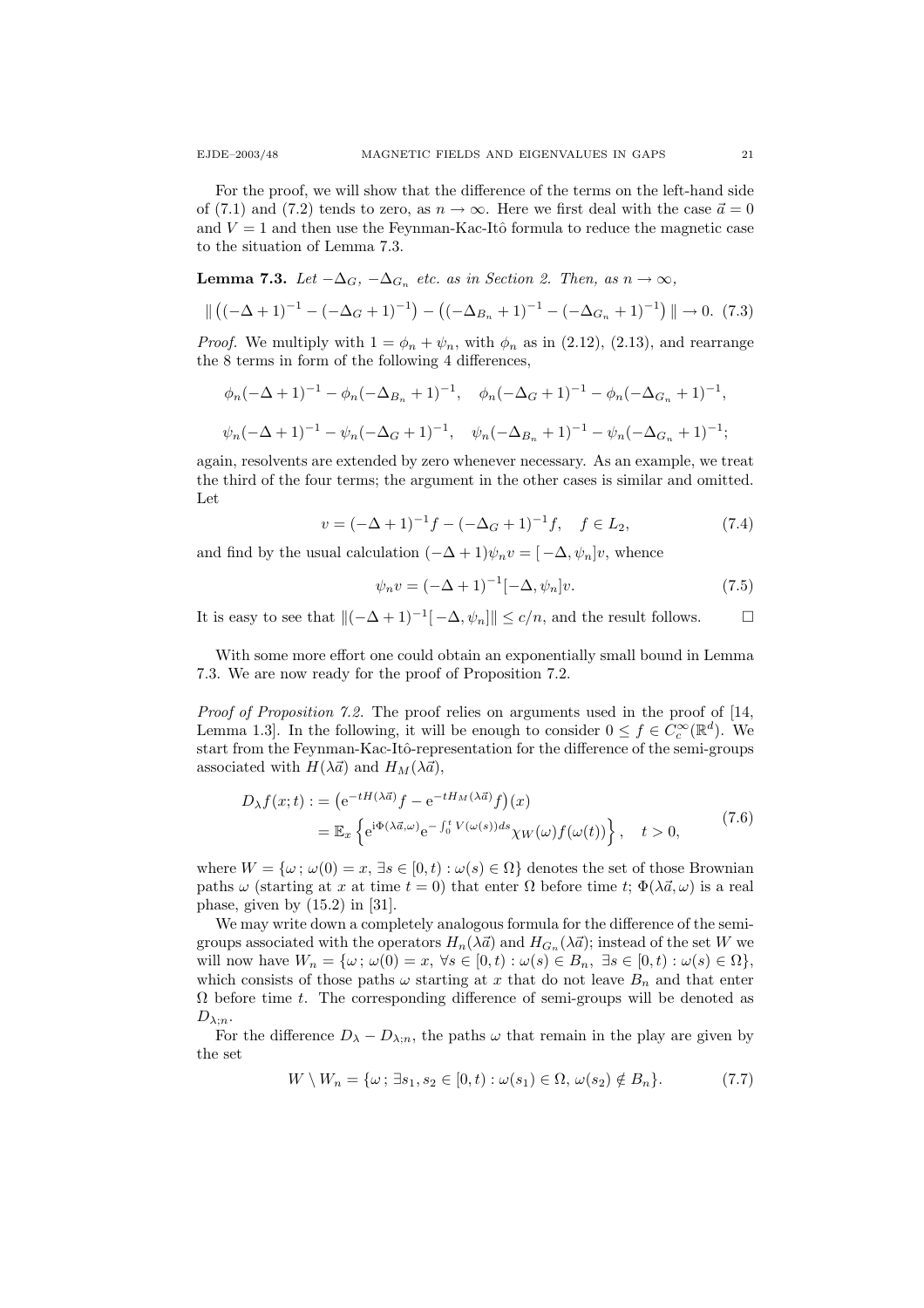For the proof, we will show that the difference of the terms on the left-hand side of (7.1) and (7.2) tends to zero, as $n \to \infty$. Here we first deal with the case $\vec{a} = 0$ and $V = 1$ and then use the Feynman-Kac-Itô formula to reduce the magnetic case to the situation of Lemma 7.3.

**Lemma 7.3.** *Let $-\Delta_G$, $-\Delta_{G_n}$ etc. as in Section 2. Then, as $n \to \infty$,*

$$\| \big((-\Delta + 1)^{-1} - (-\Delta_G + 1)^{-1}\big) - \big((-\Delta_{B_n} + 1)^{-1} - (-\Delta_{G_n} + 1)^{-1}\big) \| \to 0. \tag{7.3}$$

*Proof.* We multiply with $1 = \phi_n + \psi_n$, with $\phi_n$ as in (2.12), (2.13), and rearrange the 8 terms in form of the following 4 differences,

$$\phi_n(-\Delta + 1)^{-1} - \phi_n(-\Delta_{B_n} + 1)^{-1}, \quad \phi_n(-\Delta_G + 1)^{-1} - \phi_n(-\Delta_{G_n} + 1)^{-1},$$

$$\psi_n(-\Delta + 1)^{-1} - \psi_n(-\Delta_G + 1)^{-1}, \quad \psi_n(-\Delta_{B_n} + 1)^{-1} - \psi_n(-\Delta_{G_n} + 1)^{-1};$$

again, resolvents are extended by zero whenever necessary. As an example, we treat the third of the four terms; the argument in the other cases is similar and omitted. Let

$$v = (-\Delta + 1)^{-1} f - (-\Delta_G + 1)^{-1} f, \quad f \in L_2, \tag{7.4}$$

and find by the usual calculation $(-\Delta + 1)\psi_n v = [-\Delta, \psi_n]v$, whence

$$\psi_n v = (-\Delta + 1)^{-1}[-\Delta, \psi_n]v. \tag{7.5}$$

It is easy to see that $\|(-\Delta + 1)^{-1}[-\Delta, \psi_n]\| \le c/n$, and the result follows. $\square$

With some more effort one could obtain an exponentially small bound in Lemma 7.3. We are now ready for the proof of Proposition 7.2.

*Proof of Proposition 7.2.* The proof relies on arguments used in the proof of [14, Lemma 1.3]. In the following, it will be enough to consider $0 \le f \in C_c^\infty(\mathbb{R}^d)$. We start from the Feynman-Kac-Itô-representation for the difference of the semi-groups associated with $H(\lambda\vec{a})$ and $H_M(\lambda\vec{a})$,

$$\begin{aligned} D_\lambda f(x;t) &:= \big(\mathrm{e}^{-tH(\lambda\vec{a})} f - \mathrm{e}^{-tH_M(\lambda\vec{a})} f\big)(x) \\ &= \mathbb{E}_x \left\{ \mathrm{e}^{\mathrm{i}\Phi(\lambda\vec{a},\omega)} \mathrm{e}^{-\int_0^t V(\omega(s))ds} \chi_W(\omega) f(\omega(t)) \right\}, \quad t > 0, \end{aligned} \tag{7.6}$$

where $W = \{\omega\,;\, \omega(0) = x,\ \exists s \in [0,t) : \omega(s) \in \Omega\}$ denotes the set of those Brownian paths $\omega$ (starting at $x$ at time $t = 0$) that enter $\Omega$ before time $t$; $\Phi(\lambda\vec{a},\omega)$ is a real phase, given by (15.2) in [31].

We may write down a completely analogous formula for the difference of the semi-groups associated with the operators $H_n(\lambda\vec{a})$ and $H_{G_n}(\lambda\vec{a})$; instead of the set $W$ we will now have $W_n = \{\omega\,;\, \omega(0) = x,\ \forall s \in [0,t) : \omega(s) \in B_n,\ \exists s \in [0,t) : \omega(s) \in \Omega\}$, which consists of those paths $\omega$ starting at $x$ that do not leave $B_n$ and that enter $\Omega$ before time $t$. The corresponding difference of semi-groups will be denoted as $D_{\lambda;n}$.

For the difference $D_\lambda - D_{\lambda;n}$, the paths $\omega$ that remain in the play are given by the set

$$W \setminus W_n = \{\omega\,;\, \exists s_1, s_2 \in [0,t) : \omega(s_1) \in \Omega,\ \omega(s_2) \notin B_n\}. \tag{7.7}$$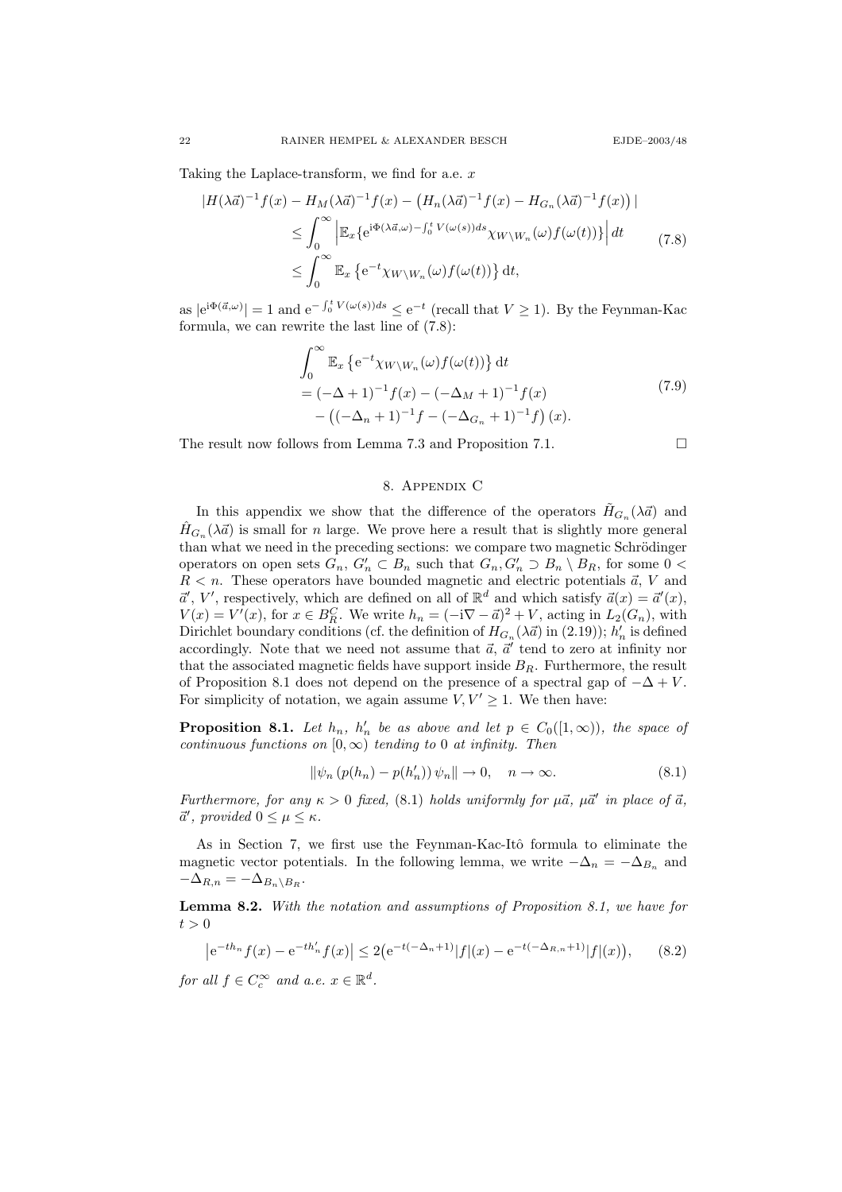Taking the Laplace-transform, we find for a.e. $x$

$$
\begin{aligned}
|H(\lambda\vec{a})^{-1}f(x) &- H_M(\lambda\vec{a})^{-1}f(x) - \big(H_n(\lambda\vec{a})^{-1}f(x) - H_{G_n}(\lambda\vec{a})^{-1}f(x)\big)| \\
&\leq \int_0^\infty \Big|\mathbb{E}_x\{\mathrm{e}^{\mathrm{i}\Phi(\lambda\vec{a},\omega)-\int_0^t V(\omega(s))ds}\chi_{W\setminus W_n}(\omega)f(\omega(t))\}\Big|\,dt \\
&\leq \int_0^\infty \mathbb{E}_x\left\{\mathrm{e}^{-t}\chi_{W\setminus W_n}(\omega)f(\omega(t))\right\}\mathrm{d}t,
\end{aligned}
\tag{7.8}
$$

as $|\mathrm{e}^{\mathrm{i}\Phi(\vec{a},\omega)}| = 1$ and $\mathrm{e}^{-\int_0^t V(\omega(s))ds} \leq \mathrm{e}^{-t}$ (recall that $V \geq 1$). By the Feynman-Kac formula, we can rewrite the last line of (7.8):

$$
\begin{aligned}
&\int_0^\infty \mathbb{E}_x\left\{\mathrm{e}^{-t}\chi_{W\setminus W_n}(\omega)f(\omega(t))\right\}\mathrm{d}t \\
&= (-\Delta+1)^{-1}f(x) - (-\Delta_M+1)^{-1}f(x) \\
&\quad - \big((-\Delta_n+1)^{-1}f - (-\Delta_{G_n}+1)^{-1}f\big)(x).
\end{aligned}
\tag{7.9}
$$

The result now follows from Lemma 7.3 and Proposition 7.1. $\square$

## 8. Appendix C

In this appendix we show that the difference of the operators $\tilde{H}_{G_n}(\lambda\vec{a})$ and $\hat{H}_{G_n}(\lambda\vec{a})$ is small for $n$ large. We prove here a result that is slightly more general than what we need in the preceding sections: we compare two magnetic Schrödinger operators on open sets $G_n$, $G_n' \subset B_n$ such that $G_n, G_n' \supset B_n \setminus B_R$, for some $0 < R < n$. These operators have bounded magnetic and electric potentials $\vec{a}$, $V$ and $\vec{a}'$, $V'$, respectively, which are defined on all of $\mathbb{R}^d$ and which satisfy $\vec{a}(x) = \vec{a}'(x)$, $V(x) = V'(x)$, for $x \in B_R^C$. We write $h_n = (-\mathrm{i}\nabla - \vec{a})^2 + V$, acting in $L_2(G_n)$, with Dirichlet boundary conditions (cf. the definition of $H_{G_n}(\lambda\vec{a})$ in (2.19)); $h_n'$ is defined accordingly. Note that we need not assume that $\vec{a}$, $\vec{a}'$ tend to zero at infinity nor that the associated magnetic fields have support inside $B_R$. Furthermore, the result of Proposition 8.1 does not depend on the presence of a spectral gap of $-\Delta + V$. For simplicity of notation, we again assume $V, V' \geq 1$. We then have:

**Proposition 8.1.** *Let $h_n$, $h_n'$ be as above and let $p \in C_0([1,\infty))$, the space of continuous functions on $[0,\infty)$ tending to 0 at infinity. Then*

$$
\|\psi_n\,(p(h_n) - p(h_n'))\,\psi_n\| \to 0, \quad n \to \infty. \tag{8.1}
$$

*Furthermore, for any $\kappa > 0$ fixed, (8.1) holds uniformly for $\mu\vec{a}$, $\mu\vec{a}'$ in place of $\vec{a}$, $\vec{a}'$, provided $0 \leq \mu \leq \kappa$.*

As in Section 7, we first use the Feynman-Kac-Itô formula to eliminate the magnetic vector potentials. In the following lemma, we write $-\Delta_n = -\Delta_{B_n}$ and $-\Delta_{R,n} = -\Delta_{B_n\setminus B_R}$.

**Lemma 8.2.** *With the notation and assumptions of Proposition 8.1, we have for $t > 0$*

$$
\left|\mathrm{e}^{-th_n}f(x) - \mathrm{e}^{-th_n'}f(x)\right| \leq 2\big(\mathrm{e}^{-t(-\Delta_n+1)}|f|(x) - \mathrm{e}^{-t(-\Delta_{R,n}+1)}|f|(x)\big), \tag{8.2}
$$

*for all $f \in C_c^\infty$ and a.e. $x \in \mathbb{R}^d$.*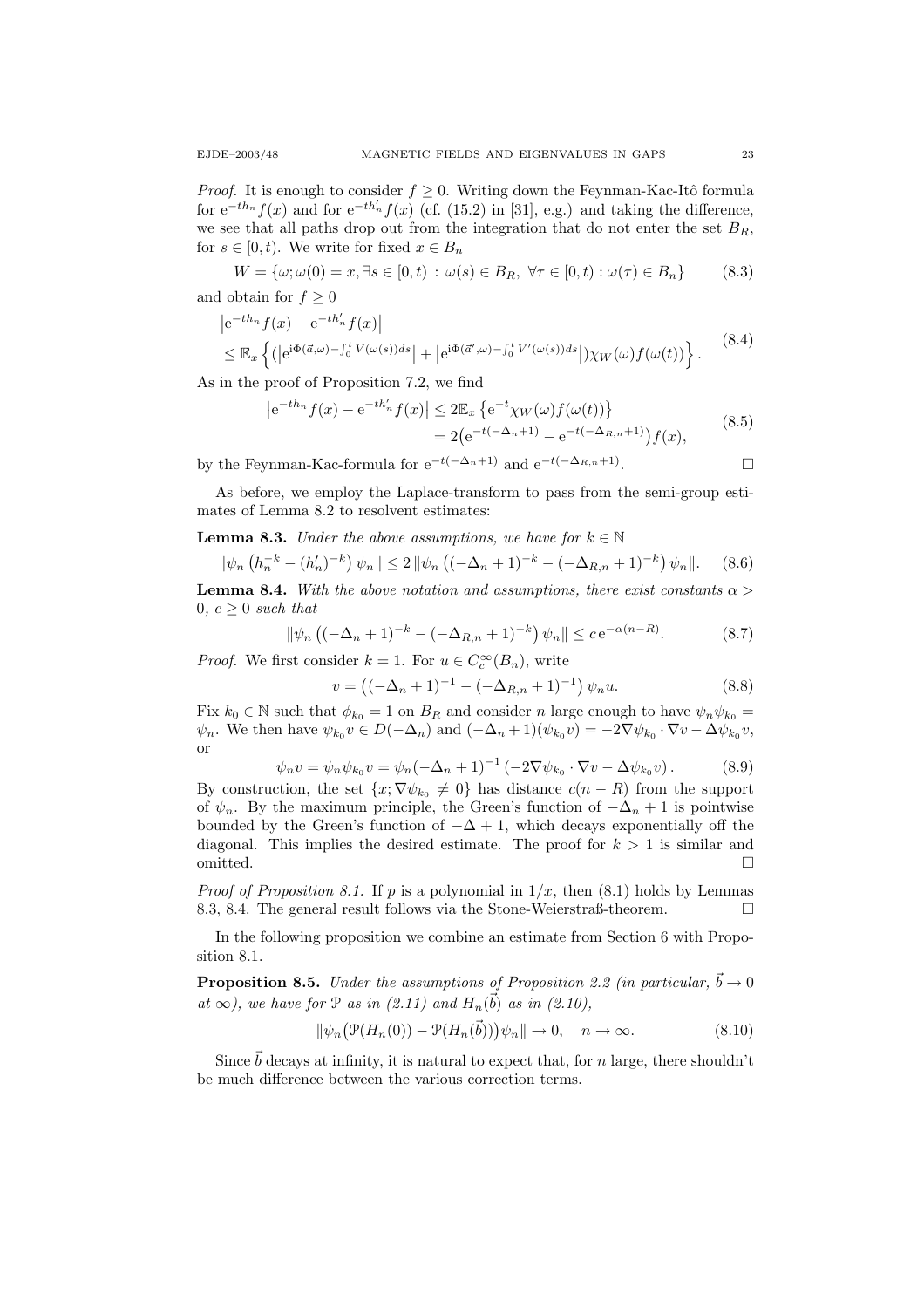*Proof.* It is enough to consider $f \geq 0$. Writing down the Feynman-Kac-Itô formula for $\mathrm{e}^{-th_n} f(x)$ and for $\mathrm{e}^{-th'_n} f(x)$ (cf. (15.2) in [31], e.g.) and taking the difference, we see that all paths drop out from the integration that do not enter the set $B_R$, for $s \in [0,t)$. We write for fixed $x \in B_n$

$$W = \{\omega; \omega(0) = x, \exists s \in [0,t) : \omega(s) \in B_R, \ \forall \tau \in [0,t) : \omega(\tau) \in B_n\} \tag{8.3}$$

and obtain for $f \geq 0$

$$\begin{aligned} &\left|\mathrm{e}^{-th_n} f(x) - \mathrm{e}^{-th'_n} f(x)\right| \\ &\leq \mathbb{E}_x \left\{ \left(\left|\mathrm{e}^{\mathrm{i}\Phi(\vec{a},\omega) - \int_0^t V(\omega(s))ds}\right| + \left|\mathrm{e}^{\mathrm{i}\Phi(\vec{a}',\omega) - \int_0^t V'(\omega(s))ds}\right|\right) \chi_W(\omega) f(\omega(t)) \right\}. \end{aligned} \tag{8.4}$$

As in the proof of Proposition 7.2, we find

$$\begin{aligned} \left|\mathrm{e}^{-th_n} f(x) - \mathrm{e}^{-th'_n} f(x)\right| &\leq 2\mathbb{E}_x \left\{ \mathrm{e}^{-t} \chi_W(\omega) f(\omega(t)) \right\} \\ &= 2\big(\mathrm{e}^{-t(-\Delta_n + 1)} - \mathrm{e}^{-t(-\Delta_{R,n}+1)}\big) f(x), \end{aligned} \tag{8.5}$$

by the Feynman-Kac-formula for $\mathrm{e}^{-t(-\Delta_n+1)}$ and $\mathrm{e}^{-t(-\Delta_{R,n}+1)}$. □

As before, we employ the Laplace-transform to pass from the semi-group estimates of Lemma 8.2 to resolvent estimates:

**Lemma 8.3.** *Under the above assumptions, we have for $k \in \mathbb{N}$*

$$\|\psi_n \left(h_n^{-k} - (h'_n)^{-k}\right) \psi_n\| \leq 2 \|\psi_n \left((-\Delta_n + 1)^{-k} - (-\Delta_{R,n} + 1)^{-k}\right) \psi_n\|. \tag{8.6}$$

**Lemma 8.4.** *With the above notation and assumptions, there exist constants $\alpha > 0$, $c \geq 0$ such that*

$$\|\psi_n \left((-\Delta_n + 1)^{-k} - (-\Delta_{R,n} + 1)^{-k}\right) \psi_n\| \leq c\,\mathrm{e}^{-\alpha(n-R)}. \tag{8.7}$$

*Proof.* We first consider $k = 1$. For $u \in C_c^\infty(B_n)$, write

$$v = \left((-\Delta_n + 1)^{-1} - (-\Delta_{R,n} + 1)^{-1}\right) \psi_n u. \tag{8.8}$$

Fix $k_0 \in \mathbb{N}$ such that $\phi_{k_0} = 1$ on $B_R$ and consider $n$ large enough to have $\psi_n \psi_{k_0} = \psi_n$. We then have $\psi_{k_0} v \in D(-\Delta_n)$ and $(-\Delta_n + 1)(\psi_{k_0} v) = -2\nabla\psi_{k_0} \cdot \nabla v - \Delta\psi_{k_0} v$, or

$$\psi_n v = \psi_n \psi_{k_0} v = \psi_n (-\Delta_n + 1)^{-1} \left(-2\nabla\psi_{k_0} \cdot \nabla v - \Delta\psi_{k_0} v\right). \tag{8.9}$$

By construction, the set $\{x; \nabla\psi_{k_0} \neq 0\}$ has distance $c(n-R)$ from the support of $\psi_n$. By the maximum principle, the Green's function of $-\Delta_n + 1$ is pointwise bounded by the Green's function of $-\Delta + 1$, which decays exponentially off the diagonal. This implies the desired estimate. The proof for $k > 1$ is similar and omitted. □

*Proof of Proposition 8.1.* If $p$ is a polynomial in $1/x$, then (8.1) holds by Lemmas 8.3, 8.4. The general result follows via the Stone-Weierstraß-theorem. □

In the following proposition we combine an estimate from Section 6 with Proposition 8.1.

**Proposition 8.5.** *Under the assumptions of Proposition 2.2 (in particular, $\vec{b} \to 0$ at $\infty$), we have for $\mathcal{P}$ as in (2.11) and $H_n(\vec{b})$ as in (2.10),*

$$\|\psi_n\big(\mathcal{P}(H_n(0)) - \mathcal{P}(H_n(\vec{b}))\big)\psi_n\| \to 0, \quad n \to \infty. \tag{8.10}$$

Since $\vec{b}$ decays at infinity, it is natural to expect that, for $n$ large, there shouldn't be much difference between the various correction terms.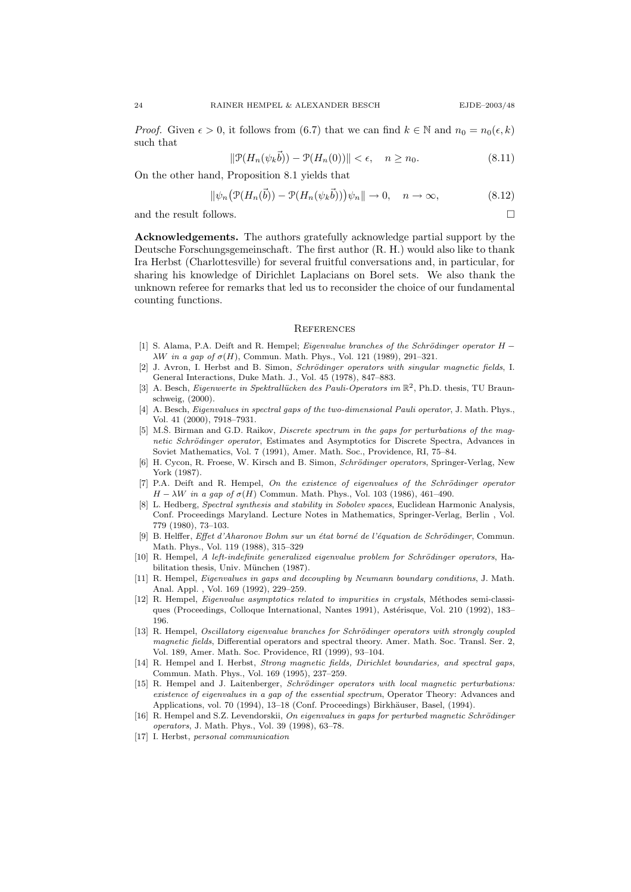*Proof.* Given $\epsilon > 0$, it follows from (6.7) that we can find $k \in \mathbb{N}$ and $n_0 = n_0(\epsilon, k)$ such that

$$\|\mathcal{P}(H_n(\psi_k \vec{b})) - \mathcal{P}(H_n(0))\| < \epsilon, \quad n \geq n_0. \tag{8.11}$$

On the other hand, Proposition 8.1 yields that

$$\|\psi_n\big(\mathcal{P}(H_n(\vec{b})) - \mathcal{P}(H_n(\psi_k \vec{b}))\big)\psi_n\| \to 0, \quad n \to \infty, \tag{8.12}$$

and the result follows. □

**Acknowledgements.** The authors gratefully acknowledge partial support by the Deutsche Forschungsgemeinschaft. The first author (R. H.) would also like to thank Ira Herbst (Charlottesville) for several fruitful conversations and, in particular, for sharing his knowledge of Dirichlet Laplacians on Borel sets. We also thank the unknown referee for remarks that led us to reconsider the choice of our fundamental counting functions.

## References

[1] S. Alama, P.A. Deift and R. Hempel; *Eigenvalue branches of the Schrödinger operator $H - \lambda W$ in a gap of $\sigma(H)$*, Commun. Math. Phys., Vol. 121 (1989), 291–321.

[2] J. Avron, I. Herbst and B. Simon, *Schrödinger operators with singular magnetic fields*, I. General Interactions, Duke Math. J., Vol. 45 (1978), 847–883.

[3] A. Besch, *Eigenwerte in Spektrallücken des Pauli-Operators im $\mathbb{R}^2$*, Ph.D. thesis, TU Braunschweig, (2000).

[4] A. Besch, *Eigenvalues in spectral gaps of the two-dimensional Pauli operator*, J. Math. Phys., Vol. 41 (2000), 7918–7931.

[5] M.Š. Birman and G.D. Raikov, *Discrete spectrum in the gaps for perturbations of the magnetic Schrödinger operator*, Estimates and Asymptotics for Discrete Spectra, Advances in Soviet Mathematics, Vol. 7 (1991), Amer. Math. Soc., Providence, RI, 75–84.

[6] H. Cycon, R. Froese, W. Kirsch and B. Simon, *Schrödinger operators*, Springer-Verlag, New York (1987).

[7] P.A. Deift and R. Hempel, *On the existence of eigenvalues of the Schrödinger operator $H - \lambda W$ in a gap of $\sigma(H)$* Commun. Math. Phys., Vol. 103 (1986), 461–490.

[8] L. Hedberg, *Spectral synthesis and stability in Sobolev spaces*, Euclidean Harmonic Analysis, Conf. Proceedings Maryland. Lecture Notes in Mathematics, Springer-Verlag, Berlin , Vol. 779 (1980), 73–103.

[9] B. Helffer, *Effet d'Aharonov Bohm sur un état borné de l'équation de Schrödinger*, Commun. Math. Phys., Vol. 119 (1988), 315–329

[10] R. Hempel, *A left-indefinite generalized eigenvalue problem for Schrödinger operators*, Habilitation thesis, Univ. München (1987).

[11] R. Hempel, *Eigenvalues in gaps and decoupling by Neumann boundary conditions*, J. Math. Anal. Appl. , Vol. 169 (1992), 229–259.

[12] R. Hempel, *Eigenvalue asymptotics related to impurities in crystals*, Méthodes semi-classiques (Proceedings, Colloque International, Nantes 1991), Astérisque, Vol. 210 (1992), 183–196.

[13] R. Hempel, *Oscillatory eigenvalue branches for Schrödinger operators with strongly coupled magnetic fields*, Differential operators and spectral theory. Amer. Math. Soc. Transl. Ser. 2, Vol. 189, Amer. Math. Soc. Providence, RI (1999), 93–104.

[14] R. Hempel and I. Herbst, *Strong magnetic fields, Dirichlet boundaries, and spectral gaps*, Commun. Math. Phys., Vol. 169 (1995), 237–259.

[15] R. Hempel and J. Laitenberger, *Schrödinger operators with local magnetic perturbations: existence of eigenvalues in a gap of the essential spectrum*, Operator Theory: Advances and Applications, vol. 70 (1994), 13–18 (Conf. Proceedings) Birkhäuser, Basel, (1994).

[16] R. Hempel and S.Z. Levendorskii, *On eigenvalues in gaps for perturbed magnetic Schrödinger operators*, J. Math. Phys., Vol. 39 (1998), 63–78.

[17] I. Herbst, *personal communication*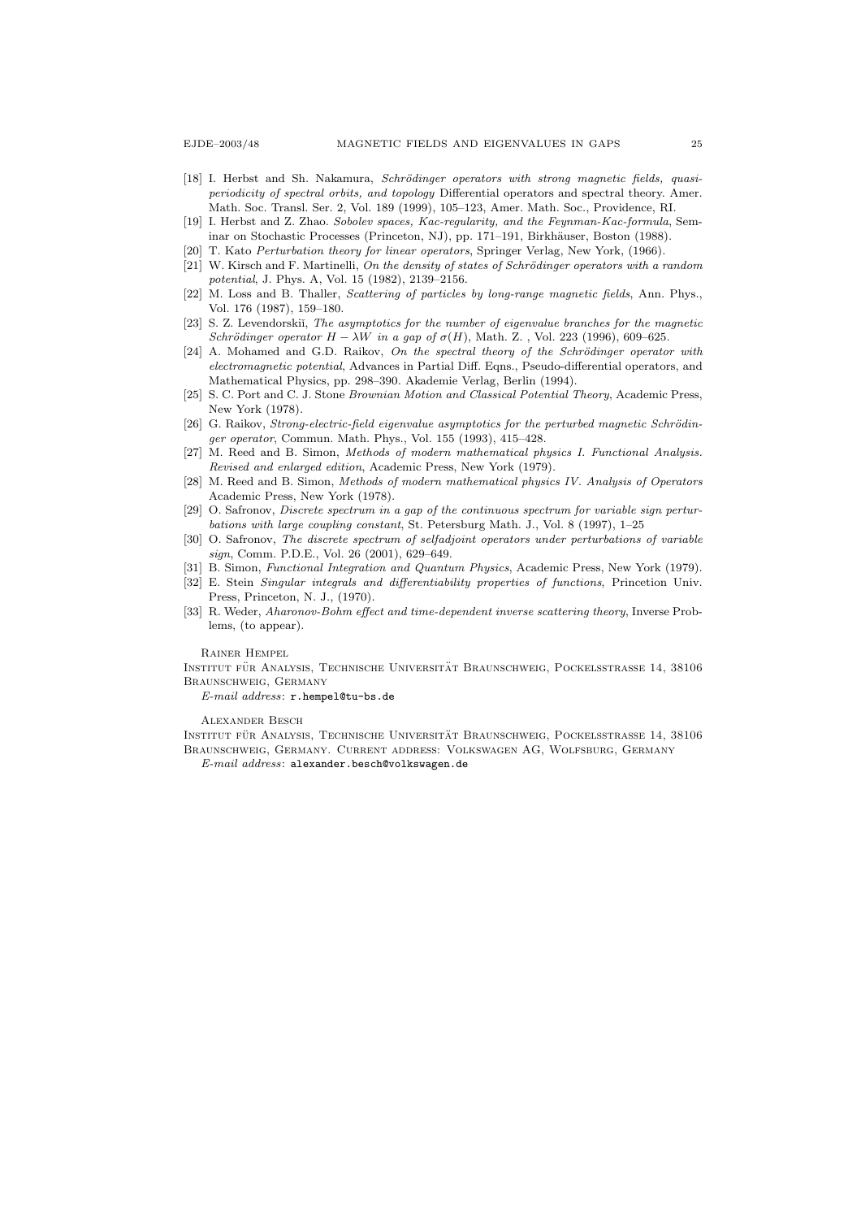[18] I. Herbst and Sh. Nakamura, *Schrödinger operators with strong magnetic fields, quasi-periodicity of spectral orbits, and topology* Differential operators and spectral theory. Amer. Math. Soc. Transl. Ser. 2, Vol. 189 (1999), 105–123, Amer. Math. Soc., Providence, RI.

[19] I. Herbst and Z. Zhao. *Sobolev spaces, Kac-regularity, and the Feynman-Kac-formula*, Seminar on Stochastic Processes (Princeton, NJ), pp. 171–191, Birkhäuser, Boston (1988).

[20] T. Kato *Perturbation theory for linear operators*, Springer Verlag, New York, (1966).

[21] W. Kirsch and F. Martinelli, *On the density of states of Schrödinger operators with a random potential*, J. Phys. A, Vol. 15 (1982), 2139–2156.

[22] M. Loss and B. Thaller, *Scattering of particles by long-range magnetic fields*, Ann. Phys., Vol. 176 (1987), 159–180.

[23] S. Z. Levendorskiĭ, *The asymptotics for the number of eigenvalue branches for the magnetic Schrödinger operator $H - \lambda W$ in a gap of $\sigma(H)$*, Math. Z. , Vol. 223 (1996), 609–625.

[24] A. Mohamed and G.D. Raikov, *On the spectral theory of the Schrödinger operator with electromagnetic potential*, Advances in Partial Diff. Eqns., Pseudo-differential operators, and Mathematical Physics, pp. 298–390. Akademie Verlag, Berlin (1994).

[25] S. C. Port and C. J. Stone *Brownian Motion and Classical Potential Theory*, Academic Press, New York (1978).

[26] G. Raikov, *Strong-electric-field eigenvalue asymptotics for the perturbed magnetic Schrödinger operator*, Commun. Math. Phys., Vol. 155 (1993), 415–428.

[27] M. Reed and B. Simon, *Methods of modern mathematical physics I. Functional Analysis. Revised and enlarged edition*, Academic Press, New York (1979).

[28] M. Reed and B. Simon, *Methods of modern mathematical physics IV. Analysis of Operators* Academic Press, New York (1978).

[29] O. Safronov, *Discrete spectrum in a gap of the continuous spectrum for variable sign perturbations with large coupling constant*, St. Petersburg Math. J., Vol. 8 (1997), 1–25

[30] O. Safronov, *The discrete spectrum of selfadjoint operators under perturbations of variable sign*, Comm. P.D.E., Vol. 26 (2001), 629–649.

[31] B. Simon, *Functional Integration and Quantum Physics*, Academic Press, New York (1979).

[32] E. Stein *Singular integrals and differentiability properties of functions*, Princetion Univ. Press, Princeton, N. J., (1970).

[33] R. Weder, *Aharonov-Bohm effect and time-dependent inverse scattering theory*, Inverse Problems, (to appear).

Rainer Hempel

Institut für Analysis, Technische Universität Braunschweig, Pockelsstrasse 14, 38106 Braunschweig, Germany

*E-mail address*: r.hempel@tu-bs.de

Alexander Besch

Institut für Analysis, Technische Universität Braunschweig, Pockelsstrasse 14, 38106 Braunschweig, Germany. Current address: Volkswagen AG, Wolfsburg, Germany

*E-mail address*: alexander.besch@volkswagen.de